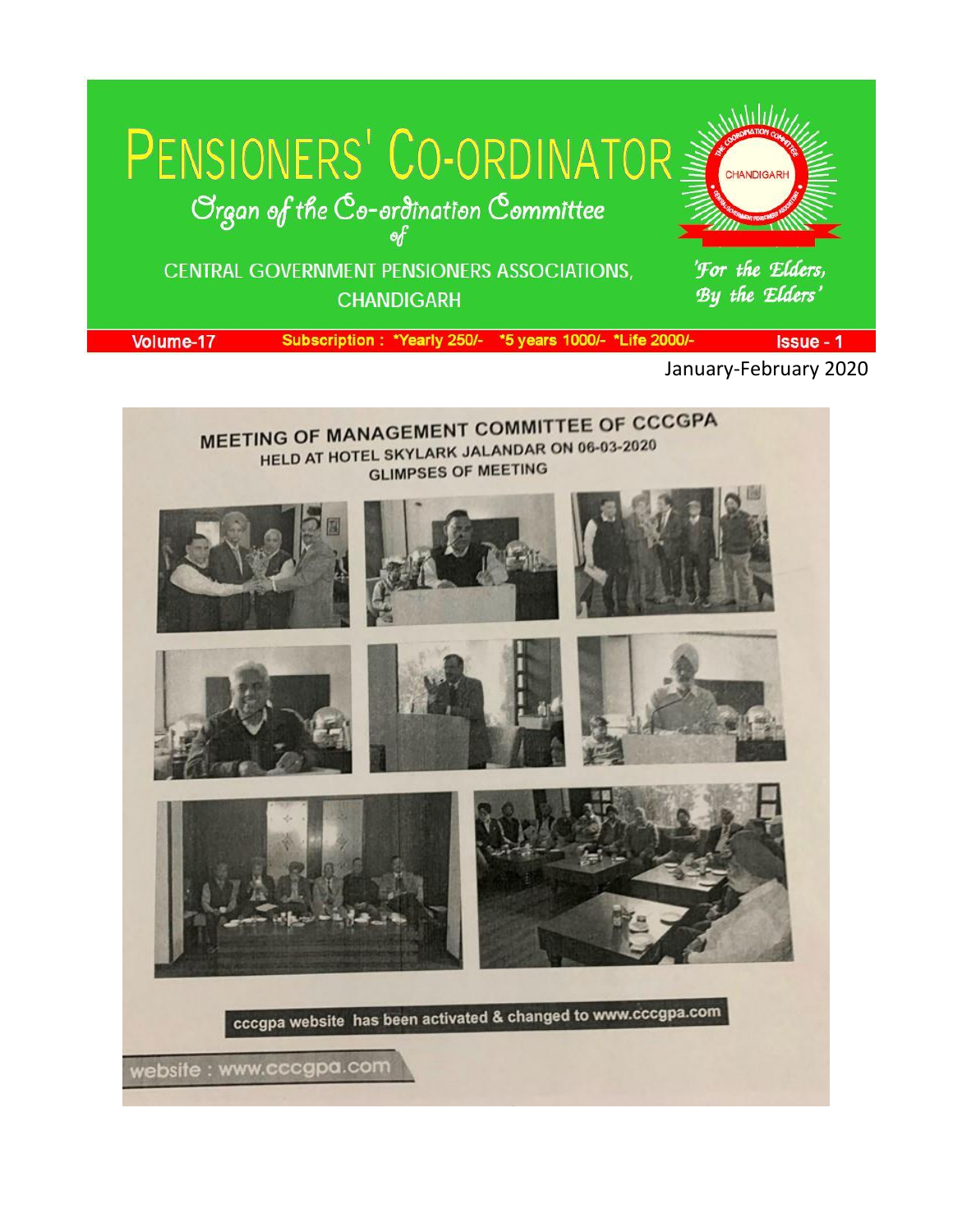# PENSIONERS' CO-ORDINATOR

*Organ of the Co-ordination Committee of*

CENTRAL GOVERNMENT PENSIONERS ASSOCIATIONS, CHANDIGARH

*'For the Elders, By the Elders'*

Volume-17 | Subscription : *Yearly 250/- *5 years 1000/- *Life 2000/- | Issue - 1

January-February 2020

## MEETING OF MANAGEMENT COMMITTEE OF CCCGPA

### HELD AT HOTEL SKYLARK JALANDAR ON 06-03-2020

### GLIMPSES OF MEETING

cccgpa website has been activated & changed to www.cccgpa.com

website : www.cccgpa.com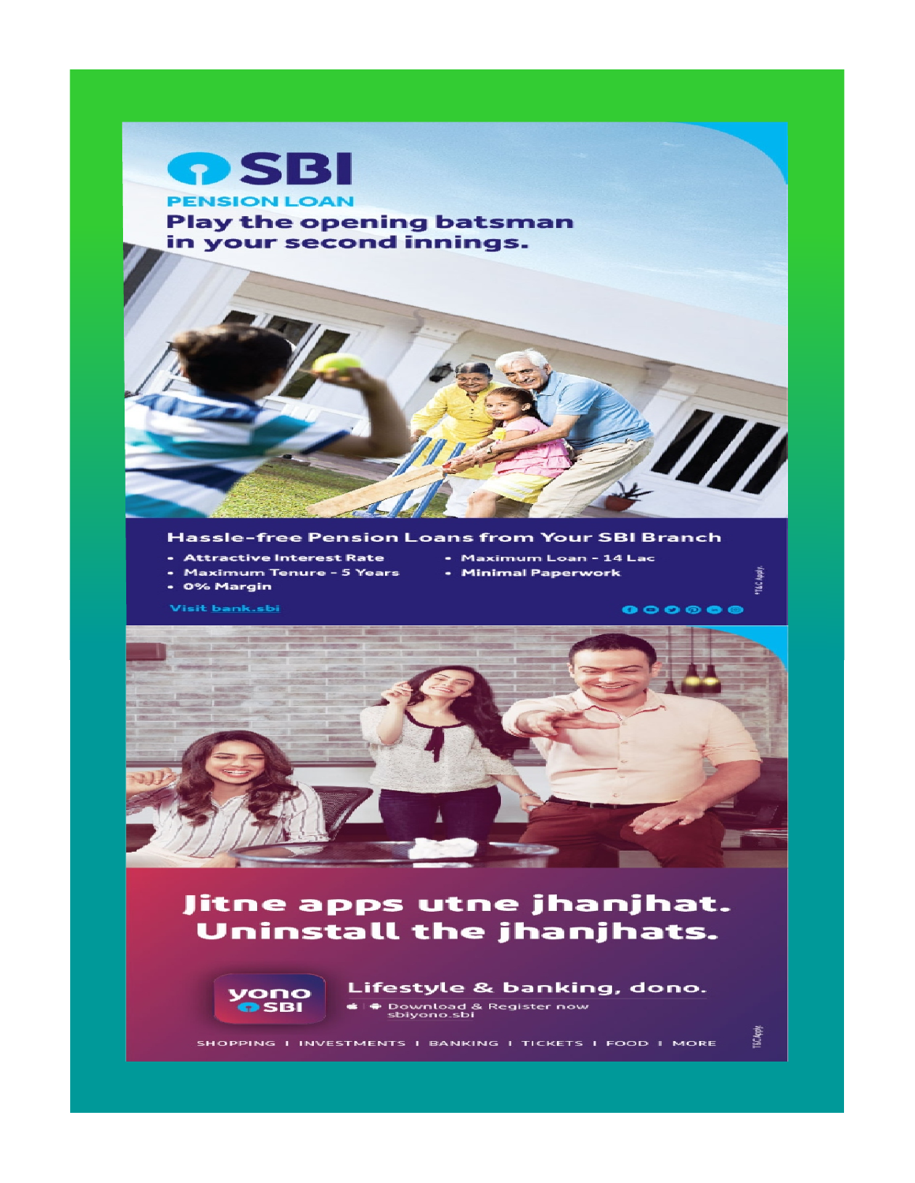# SBI

**PENSION LOAN**

## Play the opening batsman in your second innings.

### Hassle-free Pension Loans from Your SBI Branch

- Attractive Interest Rate
- Maximum Tenure - 5 Years
- 0% Margin
- Maximum Loan - 14 Lac
- Minimal Paperwork

Visit bank.sbi

*T&C Apply

## Jitne apps utne jhanjhat. Uninstall the jhanjhats.

yono SBI

**Lifestyle & banking, dono.**

Download & Register now
sbiyono.sbi

SHOPPING | INVESTMENTS | BANKING | TICKETS | FOOD | MORE

T&C Apply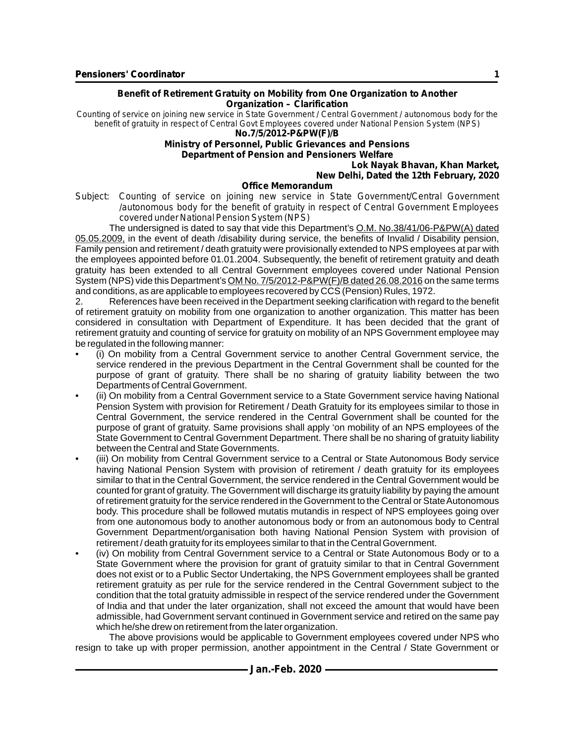## Benefit of Retirement Gratuity on Mobility from One Organization to Another Organization – Clarification

Counting of service on joining new service in State Government / Central Government / autonomous body for the benefit of gratuity in respect of Central Govt Employees covered under National Pension System (NPS)

**No.7/5/2012-P&PW(F)/B**

**Ministry of Personnel, Public Grievances and Pensions**

**Department of Pension and Pensioners Welfare**

**Lok Nayak Bhavan, Khan Market,**
**New Delhi, Dated the 12th February, 2020**

**Office Memorandum**

Subject: Counting of service on joining new service in State Government/Central Government /autonomous body for the benefit of gratuity in respect of Central Government Employees covered under National Pension System (NPS)

The undersigned is dated to say that vide this Department's O.M. No.38/41/06-P&PW(A) dated 05.05.2009, in the event of death /disability during service, the benefits of Invalid / Disability pension, Family pension and retirement / death gratuity were provisionally extended to NPS employees at par with the employees appointed before 01.01.2004. Subsequently, the benefit of retirement gratuity and death gratuity has been extended to all Central Government employees covered under National Pension System (NPS) vide this Department's OM No. 7/5/2012-P&PW(F)/B dated 26.08.2016 on the same terms and conditions, as are applicable to employees recovered by CCS (Pension) Rules, 1972.

2. References have been received in the Department seeking clarification with regard to the benefit of retirement gratuity on mobility from one organization to another organization. This matter has been considered in consultation with Department of Expenditure. It has been decided that the grant of retirement gratuity and counting of service for gratuity on mobility of an NPS Government employee may be regulated in the following manner:

- (i) On mobility from a Central Government service to another Central Government service, the service rendered in the previous Department in the Central Government shall be counted for the purpose of grant of gratuity. There shall be no sharing of gratuity liability between the two Departments of Central Government.
- (ii) On mobility from a Central Government service to a State Government service having National Pension System with provision for Retirement / Death Gratuity for its employees similar to those in Central Government, the service rendered in the Central Government shall be counted for the purpose of grant of gratuity. Same provisions shall apply 'on mobility of an NPS employees of the State Government to Central Government Department. There shall be no sharing of gratuity liability between the Central and State Governments.
- (iii) On mobility from Central Government service to a Central or State Autonomous Body service having National Pension System with provision of retirement / death gratuity for its employees similar to that in the Central Government, the service rendered in the Central Government would be counted for grant of gratuity. The Government will discharge its gratuity liability by paying the amount of retirement gratuity for the service rendered in the Government to the Central or State Autonomous body. This procedure shall be followed mutatis mutandis in respect of NPS employees going over from one autonomous body to another autonomous body or from an autonomous body to Central Government Department/organisation both having National Pension System with provision of retirement / death gratuity for its employees similar to that in the Central Government.
- (iv) On mobility from Central Government service to a Central or State Autonomous Body or to a State Government where the provision for grant of gratuity similar to that in Central Government does not exist or to a Public Sector Undertaking, the NPS Government employees shall be granted retirement gratuity as per rule for the service rendered in the Central Government subject to the condition that the total gratuity admissible in respect of the service rendered under the Government of India and that under the later organization, shall not exceed the amount that would have been admissible, had Government servant continued in Government service and retired on the same pay which he/she drew on retirement from the later organization.

The above provisions would be applicable to Government employees covered under NPS who resign to take up with proper permission, another appointment in the Central / State Government or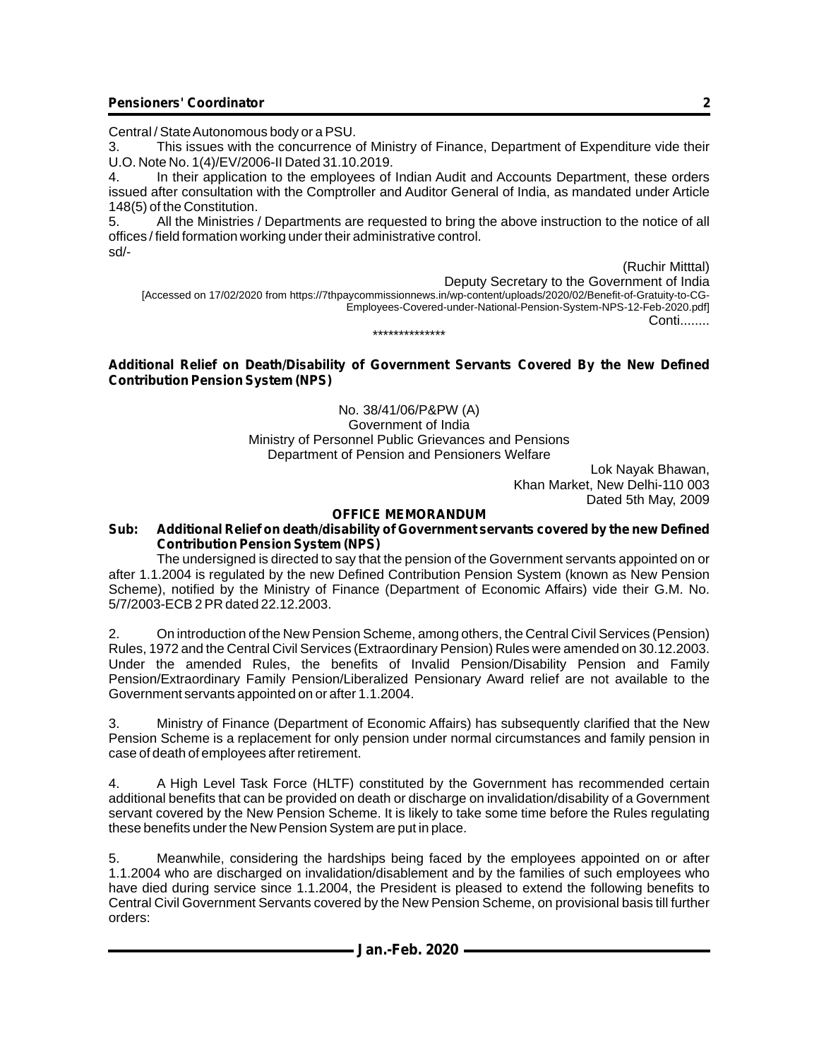Central / State Autonomous body or a PSU.

3. This issues with the concurrence of Ministry of Finance, Department of Expenditure vide their U.O. Note No. 1(4)/EV/2006-II Dated 31.10.2019.

4. In their application to the employees of Indian Audit and Accounts Department, these orders issued after consultation with the Comptroller and Auditor General of India, as mandated under Article 148(5) of the Constitution.

5. All the Ministries / Departments are requested to bring the above instruction to the notice of all offices / field formation working under their administrative control.

sd/-

(Ruchir Mitttal)
Deputy Secretary to the Government of India

[Accessed on 17/02/2020 from https://7thpaycommissionnews.in/wp-content/uploads/2020/02/Benefit-of-Gratuity-to-CG-Employees-Covered-under-National-Pension-System-NPS-12-Feb-2020.pdf]

Conti........

**************

## Additional Relief on Death/Disability of Government Servants Covered By the New Defined Contribution Pension System (NPS)

No. 38/41/06/P&PW (A)
Government of India
Ministry of Personnel Public Grievances and Pensions
Department of Pension and Pensioners Welfare

Lok Nayak Bhawan,
Khan Market, New Delhi-110 003
Dated 5th May, 2009

**OFFICE MEMORANDUM**

**Sub: Additional Relief on death/disability of Government servants covered by the new Defined Contribution Pension System (NPS)**

The undersigned is directed to say that the pension of the Government servants appointed on or after 1.1.2004 is regulated by the new Defined Contribution Pension System (known as New Pension Scheme), notified by the Ministry of Finance (Department of Economic Affairs) vide their G.M. No. 5/7/2003-ECB 2 PR dated 22.12.2003.

2. On introduction of the New Pension Scheme, among others, the Central Civil Services (Pension) Rules, 1972 and the Central Civil Services (Extraordinary Pension) Rules were amended on 30.12.2003. Under the amended Rules, the benefits of Invalid Pension/Disability Pension and Family Pension/Extraordinary Family Pension/Liberalized Pensionary Award relief are not available to the Government servants appointed on or after 1.1.2004.

3. Ministry of Finance (Department of Economic Affairs) has subsequently clarified that the New Pension Scheme is a replacement for only pension under normal circumstances and family pension in case of death of employees after retirement.

4. A High Level Task Force (HLTF) constituted by the Government has recommended certain additional benefits that can be provided on death or discharge on invalidation/disability of a Government servant covered by the New Pension Scheme. It is likely to take some time before the Rules regulating these benefits under the New Pension System are put in place.

5. Meanwhile, considering the hardships being faced by the employees appointed on or after 1.1.2004 who are discharged on invalidation/disablement and by the families of such employees who have died during service since 1.1.2004, the President is pleased to extend the following benefits to Central Civil Government Servants covered by the New Pension Scheme, on provisional basis till further orders: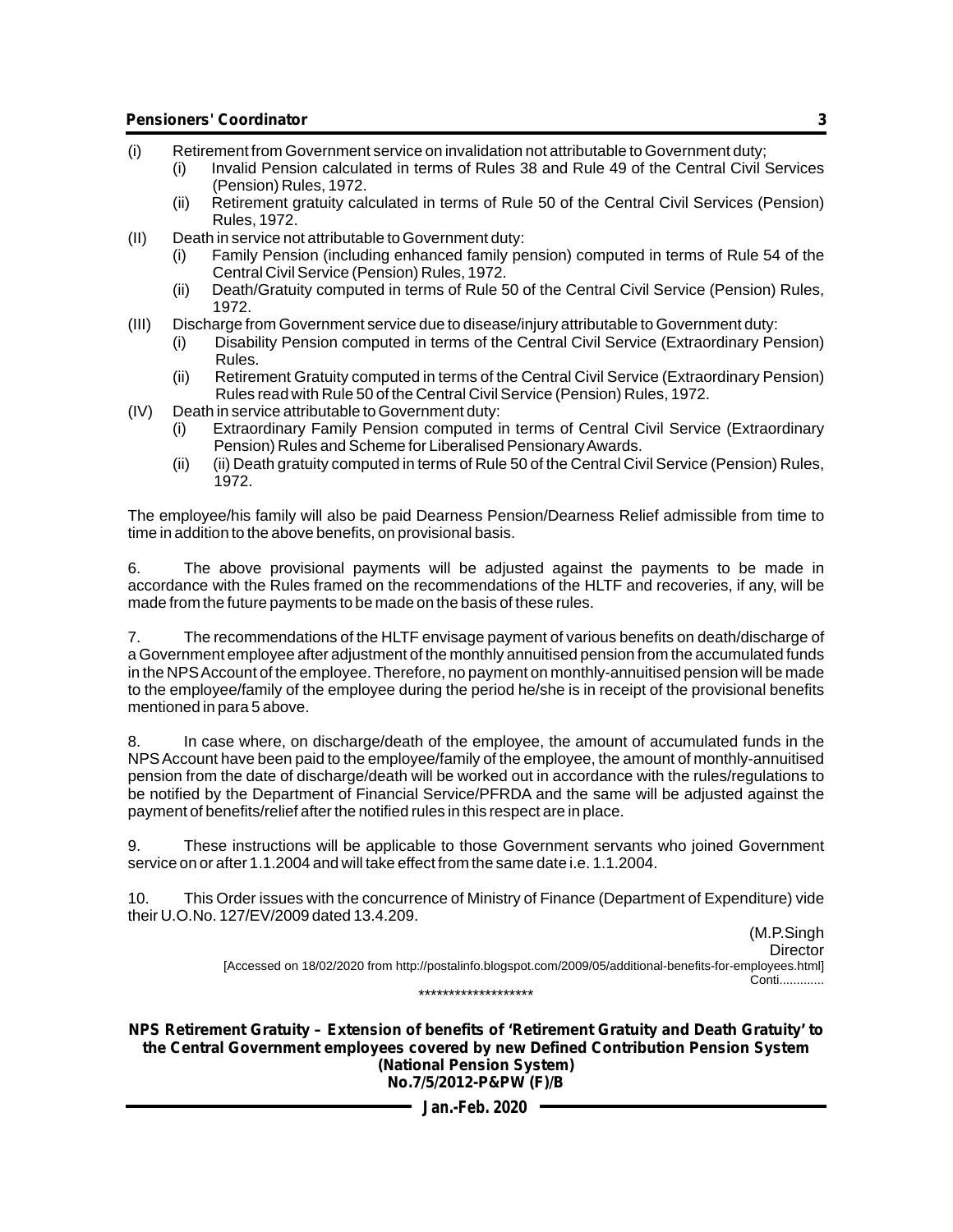- (i) Retirement from Government service on invalidation not attributable to Government duty;
  - (i) Invalid Pension calculated in terms of Rules 38 and Rule 49 of the Central Civil Services (Pension) Rules, 1972.
  - (ii) Retirement gratuity calculated in terms of Rule 50 of the Central Civil Services (Pension) Rules, 1972.
- (II) Death in service not attributable to Government duty:
  - (i) Family Pension (including enhanced family pension) computed in terms of Rule 54 of the Central Civil Service (Pension) Rules, 1972.
  - (ii) Death/Gratuity computed in terms of Rule 50 of the Central Civil Service (Pension) Rules, 1972.
- (III) Discharge from Government service due to disease/injury attributable to Government duty:
  - (i) Disability Pension computed in terms of the Central Civil Service (Extraordinary Pension) Rules.
  - (ii) Retirement Gratuity computed in terms of the Central Civil Service (Extraordinary Pension) Rules read with Rule 50 of the Central Civil Service (Pension) Rules, 1972.
- (IV) Death in service attributable to Government duty:
  - (i) Extraordinary Family Pension computed in terms of Central Civil Service (Extraordinary Pension) Rules and Scheme for Liberalised Pensionary Awards.
  - (ii) (ii) Death gratuity computed in terms of Rule 50 of the Central Civil Service (Pension) Rules, 1972.

The employee/his family will also be paid Dearness Pension/Dearness Relief admissible from time to time in addition to the above benefits, on provisional basis.

6. The above provisional payments will be adjusted against the payments to be made in accordance with the Rules framed on the recommendations of the HLTF and recoveries, if any, will be made from the future payments to be made on the basis of these rules.

7. The recommendations of the HLTF envisage payment of various benefits on death/discharge of a Government employee after adjustment of the monthly annuitised pension from the accumulated funds in the NPS Account of the employee. Therefore, no payment on monthly-annuitised pension will be made to the employee/family of the employee during the period he/she is in receipt of the provisional benefits mentioned in para 5 above.

8. In case where, on discharge/death of the employee, the amount of accumulated funds in the NPS Account have been paid to the employee/family of the employee, the amount of monthly-annuitised pension from the date of discharge/death will be worked out in accordance with the rules/regulations to be notified by the Department of Financial Service/PFRDA and the same will be adjusted against the payment of benefits/relief after the notified rules in this respect are in place.

9. These instructions will be applicable to those Government servants who joined Government service on or after 1.1.2004 and will take effect from the same date i.e. 1.1.2004.

10. This Order issues with the concurrence of Ministry of Finance (Department of Expenditure) vide their U.O.No. 127/EV/2009 dated 13.4.209.

(M.P.Singh
Director

[Accessed on 18/02/2020 from http://postalinfo.blogspot.com/2009/05/additional-benefits-for-employees.html]

Conti............

*******************

**NPS Retirement Gratuity – Extension of benefits of 'Retirement Gratuity and Death Gratuity' to the Central Government employees covered by new Defined Contribution Pension System (National Pension System)**
**No.7/5/2012-P&PW (F)/B**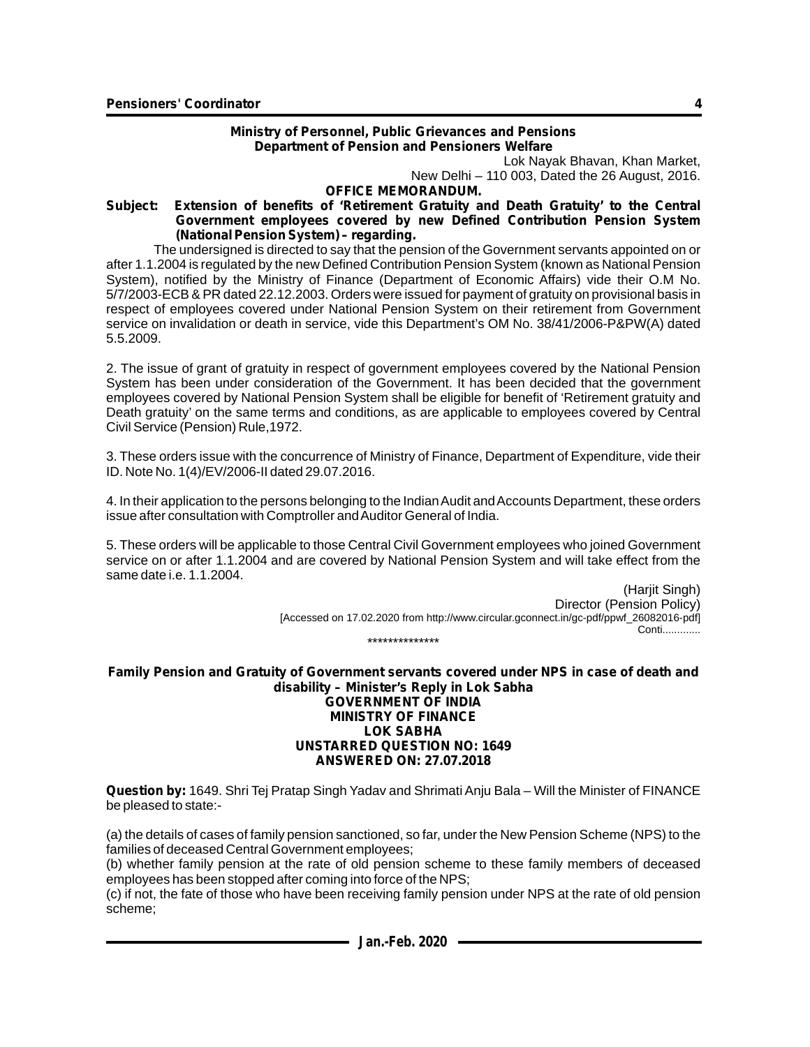**Ministry of Personnel, Public Grievances and Pensions**
**Department of Pension and Pensioners Welfare**

Lok Nayak Bhavan, Khan Market,
New Delhi – 110 003, Dated the 26 August, 2016.

**OFFICE MEMORANDUM.**

**Subject: Extension of benefits of 'Retirement Gratuity and Death Gratuity' to the Central Government employees covered by new Defined Contribution Pension System (National Pension System) – regarding.**

The undersigned is directed to say that the pension of the Government servants appointed on or after 1.1.2004 is regulated by the new Defined Contribution Pension System (known as National Pension System), notified by the Ministry of Finance (Department of Economic Affairs) vide their O.M No. 5/7/2003-ECB & PR dated 22.12.2003. Orders were issued for payment of gratuity on provisional basis in respect of employees covered under National Pension System on their retirement from Government service on invalidation or death in service, vide this Department's OM No. 38/41/2006-P&PW(A) dated 5.5.2009.

2. The issue of grant of gratuity in respect of government employees covered by the National Pension System has been under consideration of the Government. It has been decided that the government employees covered by National Pension System shall be eligible for benefit of 'Retirement gratuity and Death gratuity' on the same terms and conditions, as are applicable to employees covered by Central Civil Service (Pension) Rule,1972.

3. These orders issue with the concurrence of Ministry of Finance, Department of Expenditure, vide their ID. Note No. 1(4)/EV/2006-II dated 29.07.2016.

4. In their application to the persons belonging to the Indian Audit and Accounts Department, these orders issue after consultation with Comptroller and Auditor General of India.

5. These orders will be applicable to those Central Civil Government employees who joined Government service on or after 1.1.2004 and are covered by National Pension System and will take effect from the same date i.e. 1.1.2004.

(Harjit Singh)
Director (Pension Policy)
[Accessed on 17.02.2020 from http://www.circular.gconnect.in/gc-pdf/ppwf_26082016-pdf]
Conti............

**************

**Family Pension and Gratuity of Government servants covered under NPS in case of death and disability – Minister's Reply in Lok Sabha**
**GOVERNMENT OF INDIA**
**MINISTRY OF FINANCE**
**LOK SABHA**
**UNSTARRED QUESTION NO: 1649**
**ANSWERED ON: 27.07.2018**

**Question by:** 1649. Shri Tej Pratap Singh Yadav and Shrimati Anju Bala – Will the Minister of FINANCE be pleased to state:-

(a) the details of cases of family pension sanctioned, so far, under the New Pension Scheme (NPS) to the families of deceased Central Government employees;

(b) whether family pension at the rate of old pension scheme to these family members of deceased employees has been stopped after coming into force of the NPS;

(c) if not, the fate of those who have been receiving family pension under NPS at the rate of old pension scheme;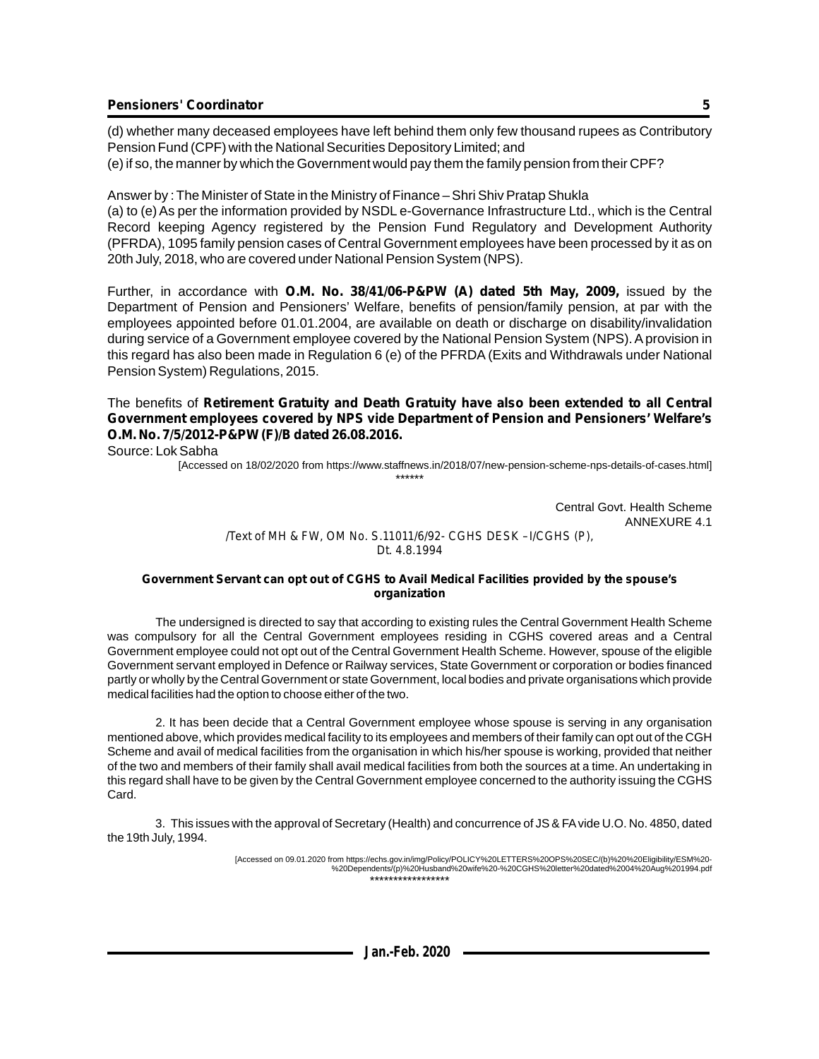(d) whether many deceased employees have left behind them only few thousand rupees as Contributory Pension Fund (CPF) with the National Securities Depository Limited; and

(e) if so, the manner by which the Government would pay them the family pension from their CPF?

Answer by : The Minister of State in the Ministry of Finance – Shri Shiv Pratap Shukla

(a) to (e) As per the information provided by NSDL e-Governance Infrastructure Ltd., which is the Central Record keeping Agency registered by the Pension Fund Regulatory and Development Authority (PFRDA), 1095 family pension cases of Central Government employees have been processed by it as on 20th July, 2018, who are covered under National Pension System (NPS).

Further, in accordance with **O.M. No. 38/41/06-P&PW (A) dated 5th May, 2009,** issued by the Department of Pension and Pensioners' Welfare, benefits of pension/family pension, at par with the employees appointed before 01.01.2004, are available on death or discharge on disability/invalidation during service of a Government employee covered by the National Pension System (NPS). A provision in this regard has also been made in Regulation 6 (e) of the PFRDA (Exits and Withdrawals under National Pension System) Regulations, 2015.

The benefits of **Retirement Gratuity and Death Gratuity have also been extended to all Central Government employees covered by NPS vide Department of Pension and Pensioners' Welfare's O.M. No. 7/5/2012-P&PW (F)/B dated 26.08.2016.**

Source: Lok Sabha

[Accessed on 18/02/2020 from https://www.staffnews.in/2018/07/new-pension-scheme-nps-details-of-cases.html]

******

Central Govt. Health Scheme
ANNEXURE 4.1

/Text of MH & FW, OM No. S.11011/6/92- CGHS DESK –I/CGHS (P),
Dt. 4.8.1994

**Government Servant can opt out of CGHS to Avail Medical Facilities provided by the spouse's organization**

The undersigned is directed to say that according to existing rules the Central Government Health Scheme was compulsory for all the Central Government employees residing in CGHS covered areas and a Central Government employee could not opt out of the Central Government Health Scheme. However, spouse of the eligible Government servant employed in Defence or Railway services, State Government or corporation or bodies financed partly or wholly by the Central Government or state Government, local bodies and private organisations which provide medical facilities had the option to choose either of the two.

2. It has been decide that a Central Government employee whose spouse is serving in any organisation mentioned above, which provides medical facility to its employees and members of their family can opt out of the CGH Scheme and avail of medical facilities from the organisation in which his/her spouse is working, provided that neither of the two and members of their family shall avail medical facilities from both the sources at a time. An undertaking in this regard shall have to be given by the Central Government employee concerned to the authority issuing the CGHS Card.

3. This issues with the approval of Secretary (Health) and concurrence of JS & FA vide U.O. No. 4850, dated the 19th July, 1994.

[Accessed on 09.01.2020 from https://echs.gov.in/img/Policy/POLICY%20LETTERS%20OPS%20SEC/(b)%20%20Eligibility/ESM%20-%20Dependents/(p)%20Husband%20wife%20-%20CGHS%20letter%20dated%2004%20Aug%201994.pdf

*****************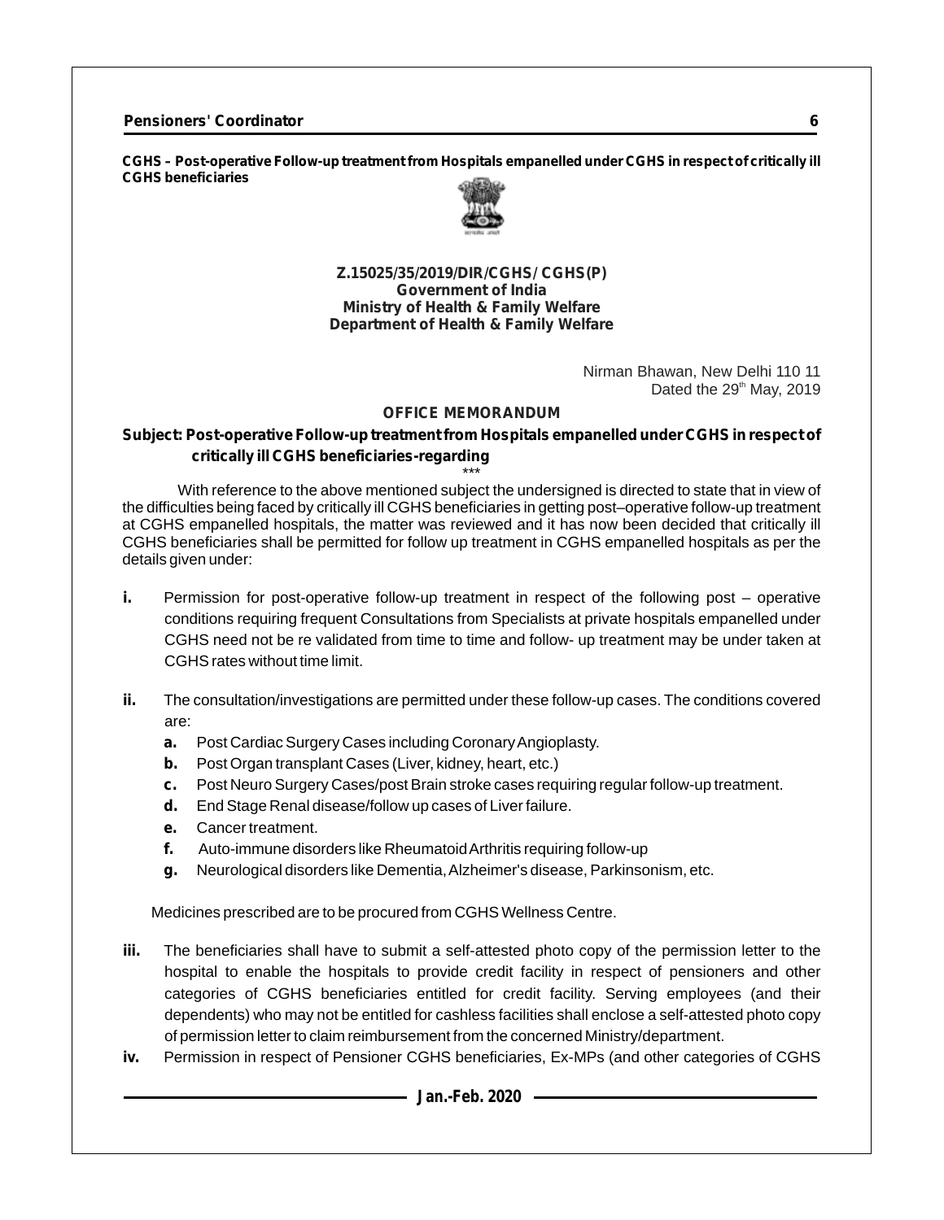**CGHS – Post-operative Follow-up treatment from Hospitals empanelled under CGHS in respect of critically ill CGHS beneficiaries**

**Z.15025/35/2019/DIR/CGHS/ CGHS(P)**
**Government of India**
**Ministry of Health & Family Welfare**
**Department of Health & Family Welfare**

Nirman Bhawan, New Delhi 110 11
Dated the 29th May, 2019

**OFFICE MEMORANDUM**

**Subject: Post-operative Follow-up treatment from Hospitals empanelled under CGHS in respect of critically ill CGHS beneficiaries-regarding**

\*\*\*

With reference to the above mentioned subject the undersigned is directed to state that in view of the difficulties being faced by critically ill CGHS beneficiaries in getting post–operative follow-up treatment at CGHS empanelled hospitals, the matter was reviewed and it has now been decided that critically ill CGHS beneficiaries shall be permitted for follow up treatment in CGHS empanelled hospitals as per the details given under:

**i.** Permission for post-operative follow-up treatment in respect of the following post – operative conditions requiring frequent Consultations from Specialists at private hospitals empanelled under CGHS need not be re validated from time to time and follow- up treatment may be under taken at CGHS rates without time limit.

**ii.** The consultation/investigations are permitted under these follow-up cases. The conditions covered are:

- **a.** Post Cardiac Surgery Cases including Coronary Angioplasty.
- **b.** Post Organ transplant Cases (Liver, kidney, heart, etc.)
- **c.** Post Neuro Surgery Cases/post Brain stroke cases requiring regular follow-up treatment.
- **d.** End Stage Renal disease/follow up cases of Liver failure.
- **e.** Cancer treatment.
- **f.** Auto-immune disorders like Rheumatoid Arthritis requiring follow-up
- **g.** Neurological disorders like Dementia, Alzheimer's disease, Parkinsonism, etc.

Medicines prescribed are to be procured from CGHS Wellness Centre.

**iii.** The beneficiaries shall have to submit a self-attested photo copy of the permission letter to the hospital to enable the hospitals to provide credit facility in respect of pensioners and other categories of CGHS beneficiaries entitled for credit facility. Serving employees (and their dependents) who may not be entitled for cashless facilities shall enclose a self-attested photo copy of permission letter to claim reimbursement from the concerned Ministry/department.

**iv.** Permission in respect of Pensioner CGHS beneficiaries, Ex-MPs (and other categories of CGHS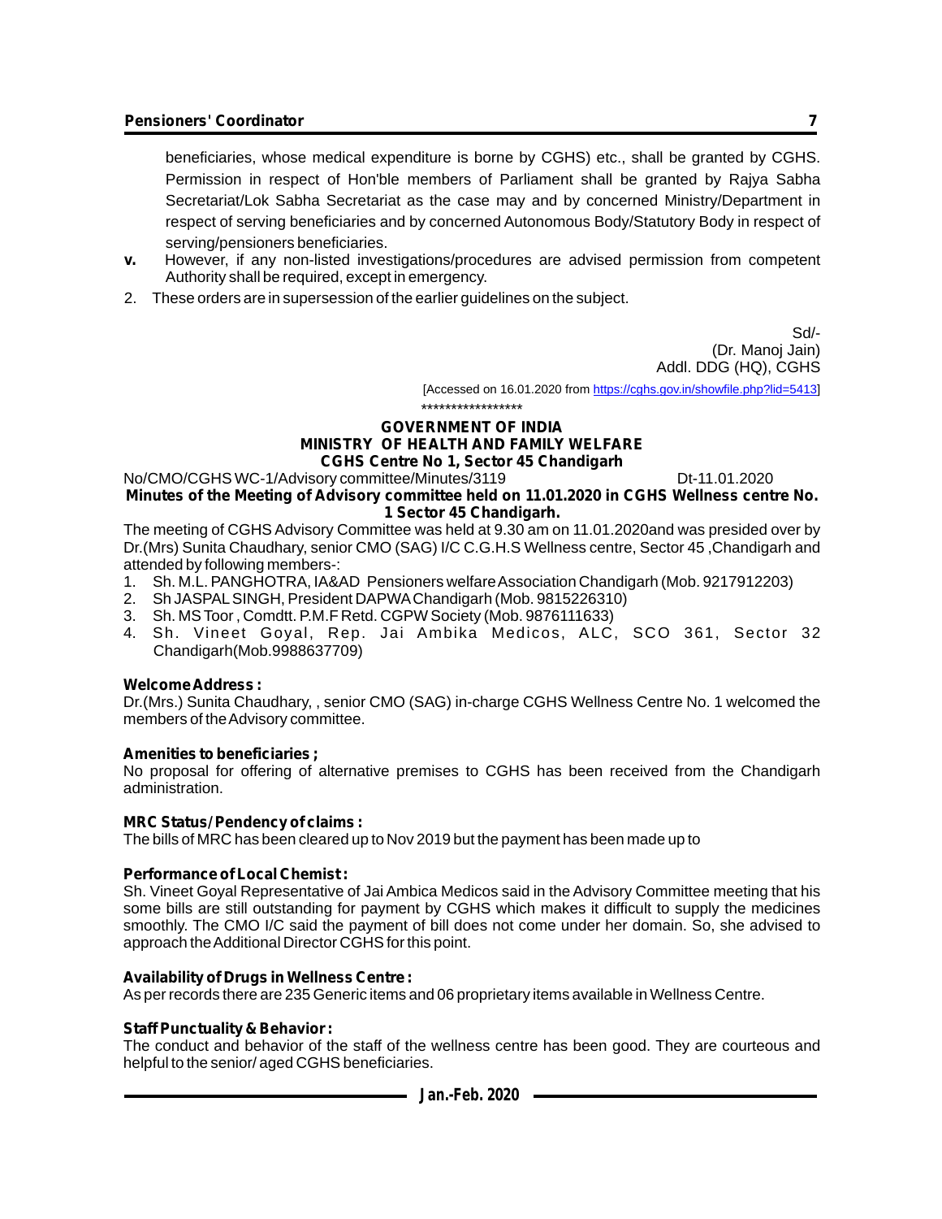beneficiaries, whose medical expenditure is borne by CGHS) etc., shall be granted by CGHS. Permission in respect of Hon'ble members of Parliament shall be granted by Rajya Sabha Secretariat/Lok Sabha Secretariat as the case may and by concerned Ministry/Department in respect of serving beneficiaries and by concerned Autonomous Body/Statutory Body in respect of serving/pensioners beneficiaries.

**v.** However, if any non-listed investigations/procedures are advised permission from competent Authority shall be required, except in emergency.

2. These orders are in supersession of the earlier guidelines on the subject.

Sd/-
(Dr. Manoj Jain)
Addl. DDG (HQ), CGHS

[Accessed on 16.01.2020 from https://cghs.gov.in/showfile.php?lid=5413]

*****************

**GOVERNMENT OF INDIA**
**MINISTRY OF HEALTH AND FAMILY WELFARE**
**CGHS Centre No 1, Sector 45 Chandigarh**

No/CMO/CGHS WC-1/Advisory committee/Minutes/3119 Dt-11.01.2020

**Minutes of the Meeting of Advisory committee held on 11.01.2020 in CGHS Wellness centre No. 1 Sector 45 Chandigarh.**

The meeting of CGHS Advisory Committee was held at 9.30 am on 11.01.2020and was presided over by Dr.(Mrs) Sunita Chaudhary, senior CMO (SAG) I/C C.G.H.S Wellness centre, Sector 45 ,Chandigarh and attended by following members-:

1. Sh. M.L. PANGHOTRA, IA&AD Pensioners welfare Association Chandigarh (Mob. 9217912203)
2. Sh JASPAL SINGH, President DAPWA Chandigarh (Mob. 9815226310)
3. Sh. MS Toor , Comdtt. P.M.F Retd. CGPW Society (Mob. 9876111633)
4. Sh. Vineet Goyal, Rep. Jai Ambika Medicos, ALC, SCO 361, Sector 32 Chandigarh(Mob.9988637709)

**Welcome Address :**

Dr.(Mrs.) Sunita Chaudhary, , senior CMO (SAG) in-charge CGHS Wellness Centre No. 1 welcomed the members of the Advisory committee.

**Amenities to beneficiaries ;**

No proposal for offering of alternative premises to CGHS has been received from the Chandigarh administration.

**MRC Status/ Pendency of claims :**

The bills of MRC has been cleared up to Nov 2019 but the payment has been made up to

**Performance of Local Chemist :**

Sh. Vineet Goyal Representative of Jai Ambica Medicos said in the Advisory Committee meeting that his some bills are still outstanding for payment by CGHS which makes it difficult to supply the medicines smoothly. The CMO I/C said the payment of bill does not come under her domain. So, she advised to approach the Additional Director CGHS for this point.

**Availability of Drugs in Wellness Centre :**

As per records there are 235 Generic items and 06 proprietary items available in Wellness Centre.

**Staff Punctuality & Behavior :**

The conduct and behavior of the staff of the wellness centre has been good. They are courteous and helpful to the senior/ aged CGHS beneficiaries.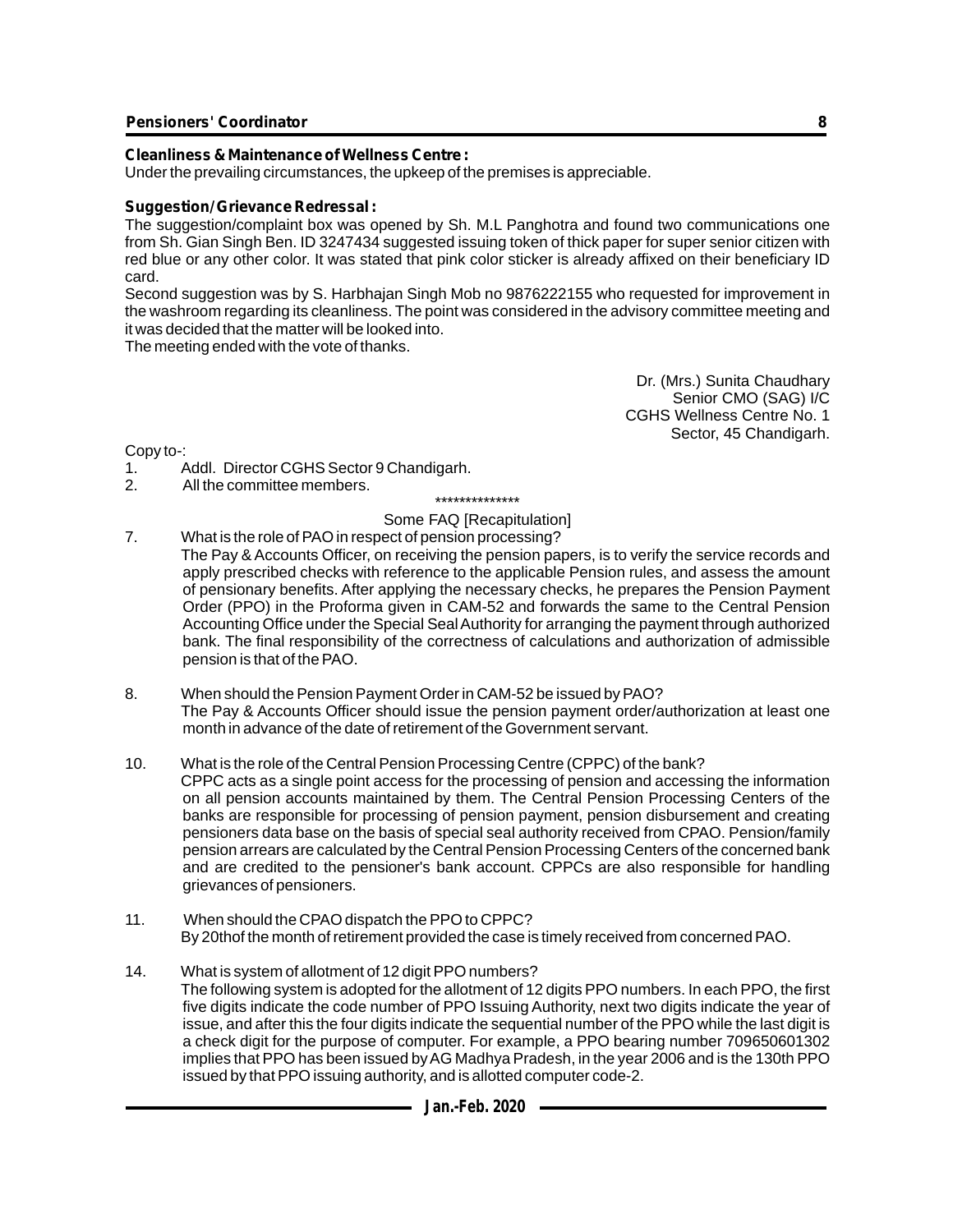**Cleanliness & Maintenance of Wellness Centre :**

Under the prevailing circumstances, the upkeep of the premises is appreciable.

**Suggestion/ Grievance Redressal :**

The suggestion/complaint box was opened by Sh. M.L Panghotra and found two communications one from Sh. Gian Singh Ben. ID 3247434 suggested issuing token of thick paper for super senior citizen with red blue or any other color. It was stated that pink color sticker is already affixed on their beneficiary ID card.

Second suggestion was by S. Harbhajan Singh Mob no 9876222155 who requested for improvement in the washroom regarding its cleanliness. The point was considered in the advisory committee meeting and it was decided that the matter will be looked into.

The meeting ended with the vote of thanks.

Dr. (Mrs.) Sunita Chaudhary
Senior CMO (SAG) I/C
CGHS Wellness Centre No. 1
Sector, 45 Chandigarh.

Copy to-:

1. Addl. Director CGHS Sector 9 Chandigarh.
2. All the committee members.

\*\*\*\*\*\*\*\*\*\*\*\*\*\*

Some FAQ [Recapitulation]

7. What is the role of PAO in respect of pension processing?

   The Pay & Accounts Officer, on receiving the pension papers, is to verify the service records and apply prescribed checks with reference to the applicable Pension rules, and assess the amount of pensionary benefits. After applying the necessary checks, he prepares the Pension Payment Order (PPO) in the Proforma given in CAM-52 and forwards the same to the Central Pension Accounting Office under the Special Seal Authority for arranging the payment through authorized bank. The final responsibility of the correctness of calculations and authorization of admissible pension is that of the PAO.

8. When should the Pension Payment Order in CAM-52 be issued by PAO?

   The Pay & Accounts Officer should issue the pension payment order/authorization at least one month in advance of the date of retirement of the Government servant.

10. What is the role of the Central Pension Processing Centre (CPPC) of the bank?

    CPPC acts as a single point access for the processing of pension and accessing the information on all pension accounts maintained by them. The Central Pension Processing Centers of the banks are responsible for processing of pension payment, pension disbursement and creating pensioners data base on the basis of special seal authority received from CPAO. Pension/family pension arrears are calculated by the Central Pension Processing Centers of the concerned bank and are credited to the pensioner's bank account. CPPCs are also responsible for handling grievances of pensioners.

11. When should the CPAO dispatch the PPO to CPPC?

    By 20thof the month of retirement provided the case is timely received from concerned PAO.

14. What is system of allotment of 12 digit PPO numbers?

    The following system is adopted for the allotment of 12 digits PPO numbers. In each PPO, the first five digits indicate the code number of PPO Issuing Authority, next two digits indicate the year of issue, and after this the four digits indicate the sequential number of the PPO while the last digit is a check digit for the purpose of computer. For example, a PPO bearing number 709650601302 implies that PPO has been issued by AG Madhya Pradesh, in the year 2006 and is the 130th PPO issued by that PPO issuing authority, and is allotted computer code-2.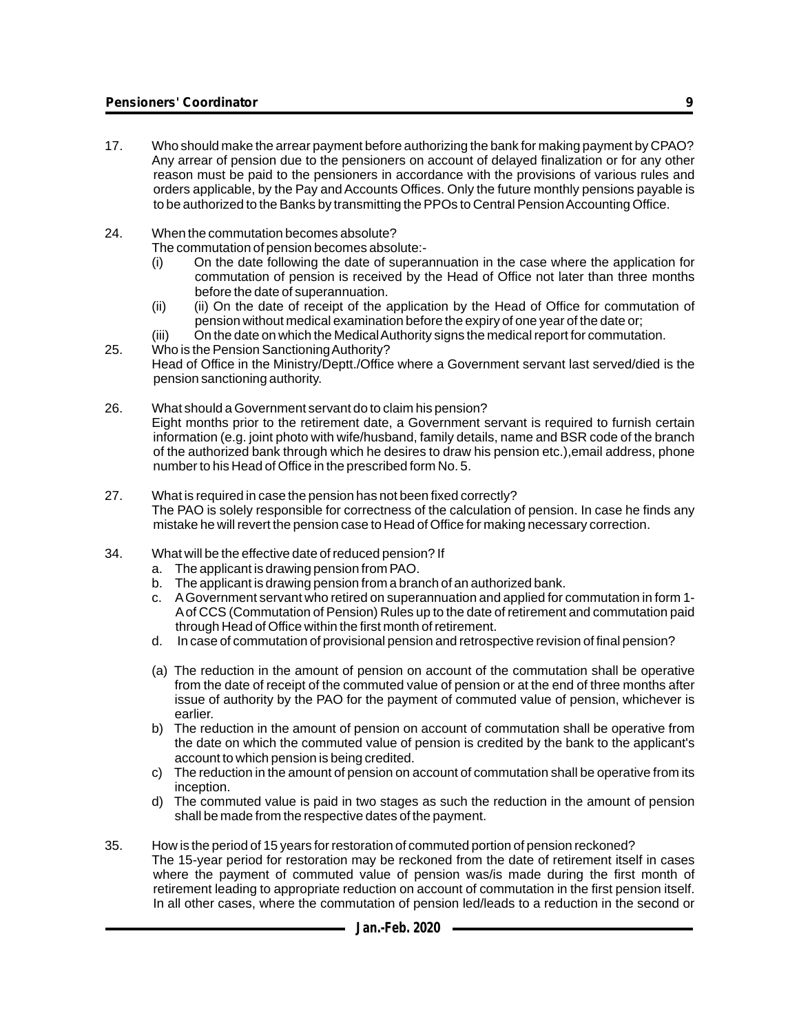17. Who should make the arrear payment before authorizing the bank for making payment by CPAO?

    Any arrear of pension due to the pensioners on account of delayed finalization or for any other reason must be paid to the pensioners in accordance with the provisions of various rules and orders applicable, by the Pay and Accounts Offices. Only the future monthly pensions payable is to be authorized to the Banks by transmitting the PPOs to Central Pension Accounting Office.

24. When the commutation becomes absolute?

    The commutation of pension becomes absolute:-

    (i) On the date following the date of superannuation in the case where the application for commutation of pension is received by the Head of Office not later than three months before the date of superannuation.

    (ii) (ii) On the date of receipt of the application by the Head of Office for commutation of pension without medical examination before the expiry of one year of the date or;

    (iii) On the date on which the Medical Authority signs the medical report for commutation.

25. Who is the Pension Sanctioning Authority?

    Head of Office in the Ministry/Deptt./Office where a Government servant last served/died is the pension sanctioning authority.

26. What should a Government servant do to claim his pension?

    Eight months prior to the retirement date, a Government servant is required to furnish certain information (e.g. joint photo with wife/husband, family details, name and BSR code of the branch of the authorized bank through which he desires to draw his pension etc.),email address, phone number to his Head of Office in the prescribed form No. 5.

27. What is required in case the pension has not been fixed correctly?

    The PAO is solely responsible for correctness of the calculation of pension. In case he finds any mistake he will revert the pension case to Head of Office for making necessary correction.

34. What will be the effective date of reduced pension? If

    a. The applicant is drawing pension from PAO.
    b. The applicant is drawing pension from a branch of an authorized bank.
    c. A Government servant who retired on superannuation and applied for commutation in form 1-A of CCS (Commutation of Pension) Rules up to the date of retirement and commutation paid through Head of Office within the first month of retirement.
    d. In case of commutation of provisional pension and retrospective revision of final pension?

    (a) The reduction in the amount of pension on account of the commutation shall be operative from the date of receipt of the commuted value of pension or at the end of three months after issue of authority by the PAO for the payment of commuted value of pension, whichever is earlier.

    b) The reduction in the amount of pension on account of commutation shall be operative from the date on which the commuted value of pension is credited by the bank to the applicant's account to which pension is being credited.

    c) The reduction in the amount of pension on account of commutation shall be operative from its inception.

    d) The commuted value is paid in two stages as such the reduction in the amount of pension shall be made from the respective dates of the payment.

35. How is the period of 15 years for restoration of commuted portion of pension reckoned?

    The 15-year period for restoration may be reckoned from the date of retirement itself in cases where the payment of commuted value of pension was/is made during the first month of retirement leading to appropriate reduction on account of commutation in the first pension itself. In all other cases, where the commutation of pension led/leads to a reduction in the second or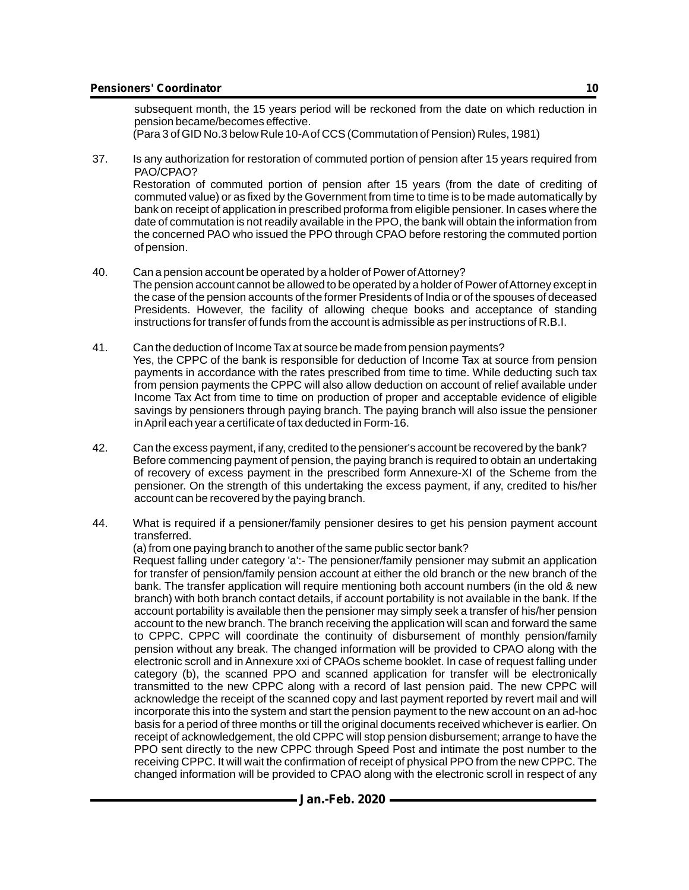subsequent month, the 15 years period will be reckoned from the date on which reduction in pension became/becomes effective.
(Para 3 of GID No.3 below Rule 10-A of CCS (Commutation of Pension) Rules, 1981)

37. Is any authorization for restoration of commuted portion of pension after 15 years required from PAO/CPAO?
Restoration of commuted portion of pension after 15 years (from the date of crediting of commuted value) or as fixed by the Government from time to time is to be made automatically by bank on receipt of application in prescribed proforma from eligible pensioner. In cases where the date of commutation is not readily available in the PPO, the bank will obtain the information from the concerned PAO who issued the PPO through CPAO before restoring the commuted portion of pension.

40. Can a pension account be operated by a holder of Power of Attorney?
The pension account cannot be allowed to be operated by a holder of Power of Attorney except in the case of the pension accounts of the former Presidents of India or of the spouses of deceased Presidents. However, the facility of allowing cheque books and acceptance of standing instructions for transfer of funds from the account is admissible as per instructions of R.B.I.

41. Can the deduction of Income Tax at source be made from pension payments?
Yes, the CPPC of the bank is responsible for deduction of Income Tax at source from pension payments in accordance with the rates prescribed from time to time. While deducting such tax from pension payments the CPPC will also allow deduction on account of relief available under Income Tax Act from time to time on production of proper and acceptable evidence of eligible savings by pensioners through paying branch. The paying branch will also issue the pensioner in April each year a certificate of tax deducted in Form-16.

42. Can the excess payment, if any, credited to the pensioner's account be recovered by the bank?
Before commencing payment of pension, the paying branch is required to obtain an undertaking of recovery of excess payment in the prescribed form Annexure-XI of the Scheme from the pensioner. On the strength of this undertaking the excess payment, if any, credited to his/her account can be recovered by the paying branch.

44. What is required if a pensioner/family pensioner desires to get his pension payment account transferred.
(a) from one paying branch to another of the same public sector bank?
Request falling under category 'a':- The pensioner/family pensioner may submit an application for transfer of pension/family pension account at either the old branch or the new branch of the bank. The transfer application will require mentioning both account numbers (in the old & new branch) with both branch contact details, if account portability is not available in the bank. If the account portability is available then the pensioner may simply seek a transfer of his/her pension account to the new branch. The branch receiving the application will scan and forward the same to CPPC. CPPC will coordinate the continuity of disbursement of monthly pension/family pension without any break. The changed information will be provided to CPAO along with the electronic scroll and in Annexure xxi of CPAOs scheme booklet. In case of request falling under category (b), the scanned PPO and scanned application for transfer will be electronically transmitted to the new CPPC along with a record of last pension paid. The new CPPC will acknowledge the receipt of the scanned copy and last payment reported by revert mail and will incorporate this into the system and start the pension payment to the new account on an ad-hoc basis for a period of three months or till the original documents received whichever is earlier. On receipt of acknowledgement, the old CPPC will stop pension disbursement; arrange to have the PPO sent directly to the new CPPC through Speed Post and intimate the post number to the receiving CPPC. It will wait the confirmation of receipt of physical PPO from the new CPPC. The changed information will be provided to CPAO along with the electronic scroll in respect of any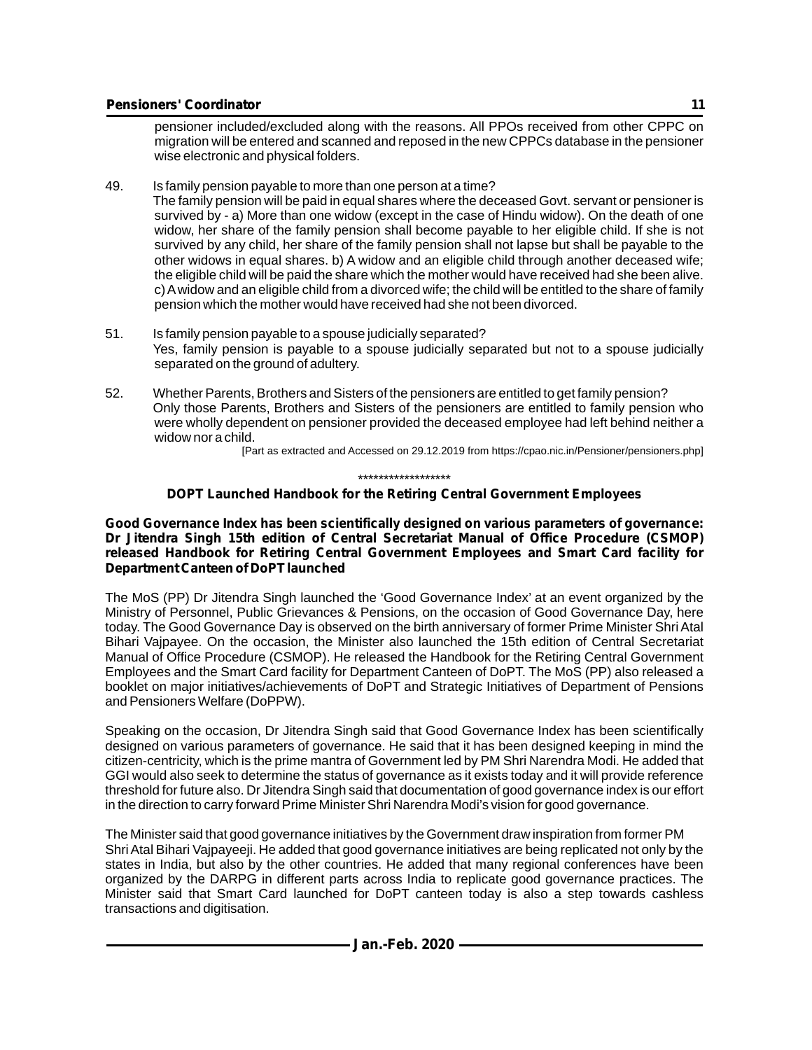pensioner included/excluded along with the reasons. All PPOs received from other CPPC on migration will be entered and scanned and reposed in the new CPPCs database in the pensioner wise electronic and physical folders.

49. Is family pension payable to more than one person at a time?

The family pension will be paid in equal shares where the deceased Govt. servant or pensioner is survived by - a) More than one widow (except in the case of Hindu widow). On the death of one widow, her share of the family pension shall become payable to her eligible child. If she is not survived by any child, her share of the family pension shall not lapse but shall be payable to the other widows in equal shares. b) A widow and an eligible child through another deceased wife; the eligible child will be paid the share which the mother would have received had she been alive. c) A widow and an eligible child from a divorced wife; the child will be entitled to the share of family pension which the mother would have received had she not been divorced.

51. Is family pension payable to a spouse judicially separated?

Yes, family pension is payable to a spouse judicially separated but not to a spouse judicially separated on the ground of adultery.

52. Whether Parents, Brothers and Sisters of the pensioners are entitled to get family pension?

Only those Parents, Brothers and Sisters of the pensioners are entitled to family pension who were wholly dependent on pensioner provided the deceased employee had left behind neither a widow nor a child.

[Part as extracted and Accessed on 29.12.2019 from https://cpao.nic.in/Pensioner/pensioners.php]

******************

## DOPT Launched Handbook for the Retiring Central Government Employees

**Good Governance Index has been scientifically designed on various parameters of governance: Dr Jitendra Singh 15th edition of Central Secretariat Manual of Office Procedure (CSMOP) released Handbook for Retiring Central Government Employees and Smart Card facility for Department Canteen of DoPT launched**

The MoS (PP) Dr Jitendra Singh launched the 'Good Governance Index' at an event organized by the Ministry of Personnel, Public Grievances & Pensions, on the occasion of Good Governance Day, here today. The Good Governance Day is observed on the birth anniversary of former Prime Minister Shri Atal Bihari Vajpayee. On the occasion, the Minister also launched the 15th edition of Central Secretariat Manual of Office Procedure (CSMOP). He released the Handbook for the Retiring Central Government Employees and the Smart Card facility for Department Canteen of DoPT. The MoS (PP) also released a booklet on major initiatives/achievements of DoPT and Strategic Initiatives of Department of Pensions and Pensioners Welfare (DoPPW).

Speaking on the occasion, Dr Jitendra Singh said that Good Governance Index has been scientifically designed on various parameters of governance. He said that it has been designed keeping in mind the citizen-centricity, which is the prime mantra of Government led by PM Shri Narendra Modi. He added that GGI would also seek to determine the status of governance as it exists today and it will provide reference threshold for future also. Dr Jitendra Singh said that documentation of good governance index is our effort in the direction to carry forward Prime Minister Shri Narendra Modi's vision for good governance.

The Minister said that good governance initiatives by the Government draw inspiration from former PM Shri Atal Bihari Vajpayeeji. He added that good governance initiatives are being replicated not only by the states in India, but also by the other countries. He added that many regional conferences have been organized by the DARPG in different parts across India to replicate good governance practices. The Minister said that Smart Card launched for DoPT canteen today is also a step towards cashless transactions and digitisation.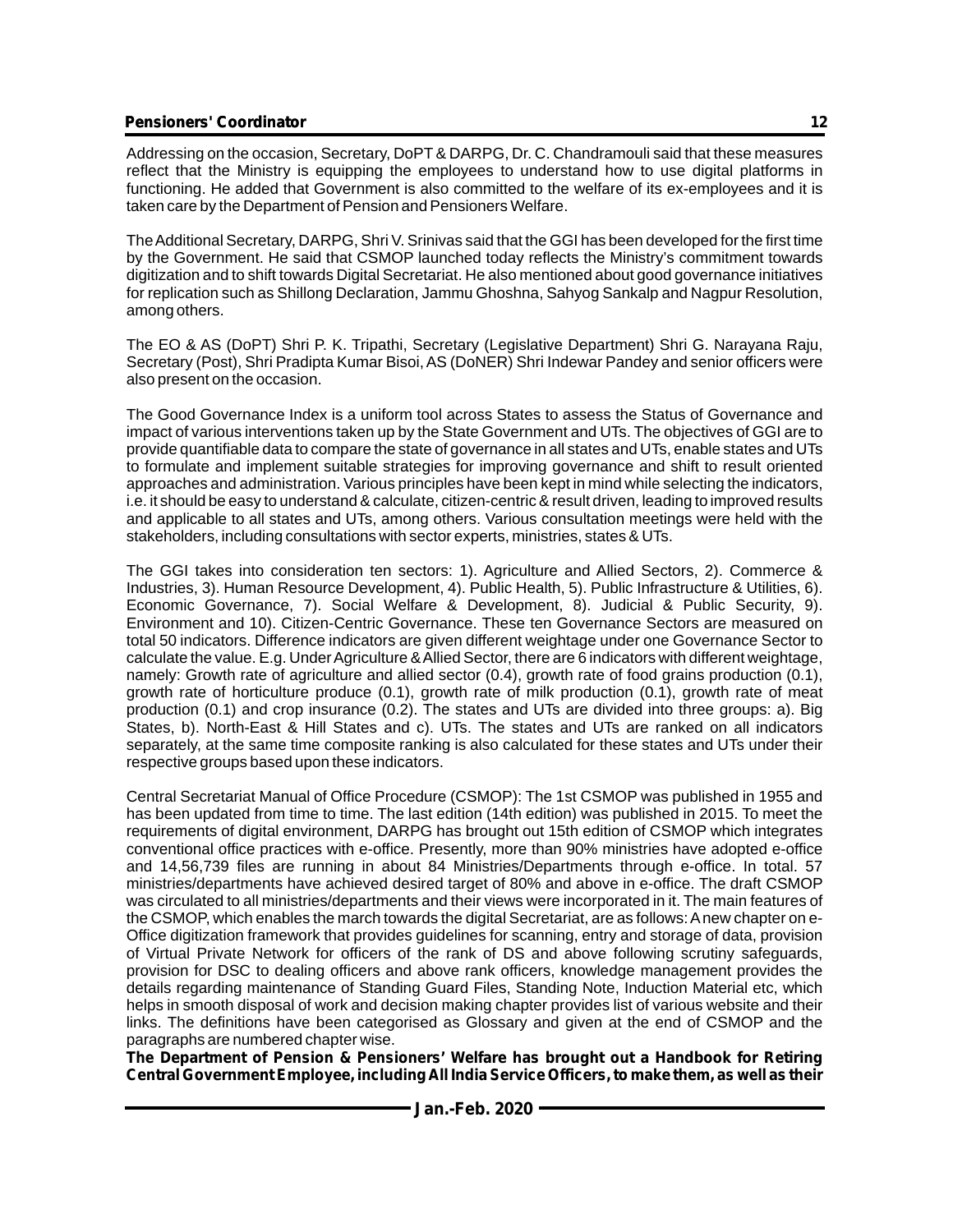Addressing on the occasion, Secretary, DoPT & DARPG, Dr. C. Chandramouli said that these measures reflect that the Ministry is equipping the employees to understand how to use digital platforms in functioning. He added that Government is also committed to the welfare of its ex-employees and it is taken care by the Department of Pension and Pensioners Welfare.

The Additional Secretary, DARPG, Shri V. Srinivas said that the GGI has been developed for the first time by the Government. He said that CSMOP launched today reflects the Ministry's commitment towards digitization and to shift towards Digital Secretariat. He also mentioned about good governance initiatives for replication such as Shillong Declaration, Jammu Ghoshna, Sahyog Sankalp and Nagpur Resolution, among others.

The EO & AS (DoPT) Shri P. K. Tripathi, Secretary (Legislative Department) Shri G. Narayana Raju, Secretary (Post), Shri Pradipta Kumar Bisoi, AS (DoNER) Shri Indewar Pandey and senior officers were also present on the occasion.

The Good Governance Index is a uniform tool across States to assess the Status of Governance and impact of various interventions taken up by the State Government and UTs. The objectives of GGI are to provide quantifiable data to compare the state of governance in all states and UTs, enable states and UTs to formulate and implement suitable strategies for improving governance and shift to result oriented approaches and administration. Various principles have been kept in mind while selecting the indicators, i.e. it should be easy to understand & calculate, citizen-centric & result driven, leading to improved results and applicable to all states and UTs, among others. Various consultation meetings were held with the stakeholders, including consultations with sector experts, ministries, states & UTs.

The GGI takes into consideration ten sectors: 1). Agriculture and Allied Sectors, 2). Commerce & Industries, 3). Human Resource Development, 4). Public Health, 5). Public Infrastructure & Utilities, 6). Economic Governance, 7). Social Welfare & Development, 8). Judicial & Public Security, 9). Environment and 10). Citizen-Centric Governance. These ten Governance Sectors are measured on total 50 indicators. Difference indicators are given different weightage under one Governance Sector to calculate the value. E.g. Under Agriculture & Allied Sector, there are 6 indicators with different weightage, namely: Growth rate of agriculture and allied sector (0.4), growth rate of food grains production (0.1), growth rate of horticulture produce (0.1), growth rate of milk production (0.1), growth rate of meat production (0.1) and crop insurance (0.2). The states and UTs are divided into three groups: a). Big States, b). North-East & Hill States and c). UTs. The states and UTs are ranked on all indicators separately, at the same time composite ranking is also calculated for these states and UTs under their respective groups based upon these indicators.

Central Secretariat Manual of Office Procedure (CSMOP): The 1st CSMOP was published in 1955 and has been updated from time to time. The last edition (14th edition) was published in 2015. To meet the requirements of digital environment, DARPG has brought out 15th edition of CSMOP which integrates conventional office practices with e-office. Presently, more than 90% ministries have adopted e-office and 14,56,739 files are running in about 84 Ministries/Departments through e-office. In total. 57 ministries/departments have achieved desired target of 80% and above in e-office. The draft CSMOP was circulated to all ministries/departments and their views were incorporated in it. The main features of the CSMOP, which enables the march towards the digital Secretariat, are as follows: A new chapter on e-Office digitization framework that provides guidelines for scanning, entry and storage of data, provision of Virtual Private Network for officers of the rank of DS and above following scrutiny safeguards, provision for DSC to dealing officers and above rank officers, knowledge management provides the details regarding maintenance of Standing Guard Files, Standing Note, Induction Material etc, which helps in smooth disposal of work and decision making chapter provides list of various website and their links. The definitions have been categorised as Glossary and given at the end of CSMOP and the paragraphs are numbered chapter wise.

**The Department of Pension & Pensioners' Welfare has brought out a Handbook for Retiring Central Government Employee, including All India Service Officers, to make them, as well as their**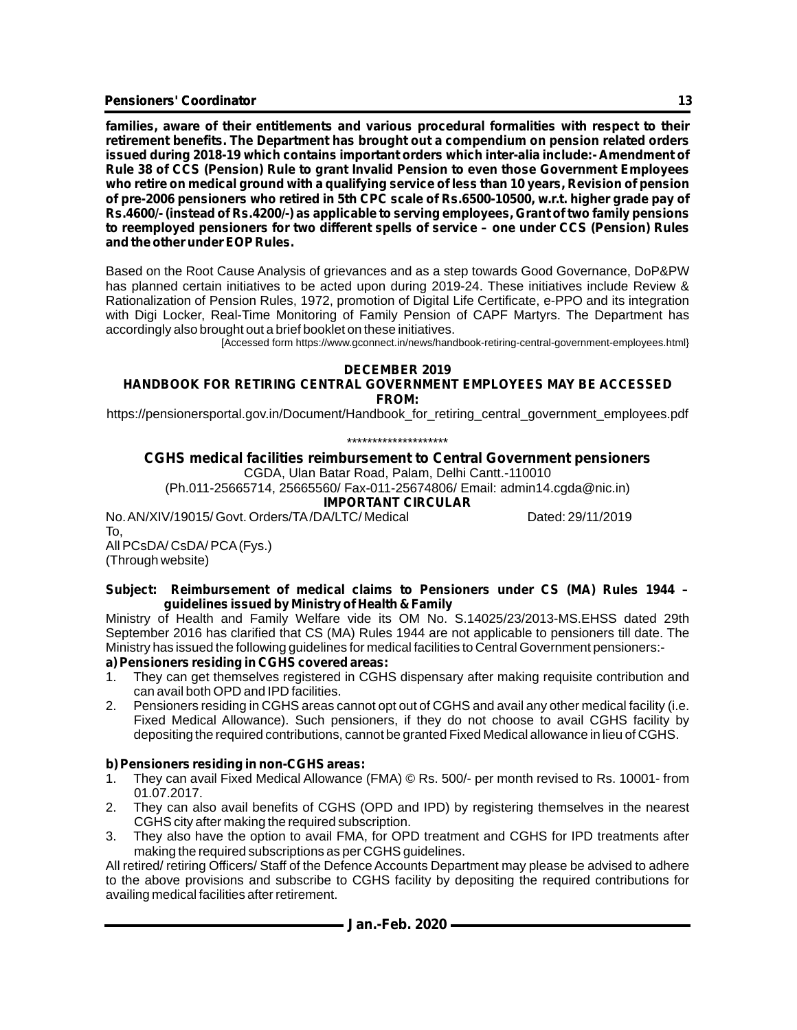**families, aware of their entitlements and various procedural formalities with respect to their retirement benefits. The Department has brought out a compendium on pension related orders issued during 2018-19 which contains important orders which inter-alia include:- Amendment of Rule 38 of CCS (Pension) Rule to grant Invalid Pension to even those Government Employees who retire on medical ground with a qualifying service of less than 10 years, Revision of pension of pre-2006 pensioners who retired in 5th CPC scale of Rs.6500-10500, w.r.t. higher grade pay of Rs.4600/- (instead of Rs.4200/-) as applicable to serving employees, Grant of two family pensions to reemployed pensioners for two different spells of service – one under CCS (Pension) Rules and the other under EOP Rules.**

Based on the Root Cause Analysis of grievances and as a step towards Good Governance, DoP&PW has planned certain initiatives to be acted upon during 2019-24. These initiatives include Review & Rationalization of Pension Rules, 1972, promotion of Digital Life Certificate, e-PPO and its integration with Digi Locker, Real-Time Monitoring of Family Pension of CAPF Martyrs. The Department has accordingly also brought out a brief booklet on these initiatives.

[Accessed form https://www.gconnect.in/news/handbook-retiring-central-government-employees.html}

**DECEMBER 2019**

**HANDBOOK FOR RETIRING CENTRAL GOVERNMENT EMPLOYEES MAY BE ACCESSED FROM:**

https://pensionersportal.gov.in/Document/Handbook_for_retiring_central_government_employees.pdf

********************

## CGHS medical facilities reimbursement to Central Government pensioners

CGDA, Ulan Batar Road, Palam, Delhi Cantt.-110010

(Ph.011-25665714, 25665560/ Fax-011-25674806/ Email: admin14.cgda@nic.in)

**IMPORTANT CIRCULAR**

No. AN/XIV/19015/ Govt. Orders/TA /DA/LTC/ Medical Dated: 29/11/2019

To,

All PCsDA/ CsDA/ PCA (Fys.)

(Through website)

**Subject: Reimbursement of medical claims to Pensioners under CS (MA) Rules 1944 – guidelines issued by Ministry of Health & Family**

Ministry of Health and Family Welfare vide its OM No. S.14025/23/2013-MS.EHSS dated 29th September 2016 has clarified that CS (MA) Rules 1944 are not applicable to pensioners till date. The Ministry has issued the following guidelines for medical facilities to Central Government pensioners:-

**a) Pensioners residing in CGHS covered areas:**

1. They can get themselves registered in CGHS dispensary after making requisite contribution and can avail both OPD and IPD facilities.
2. Pensioners residing in CGHS areas cannot opt out of CGHS and avail any other medical facility (i.e. Fixed Medical Allowance). Such pensioners, if they do not choose to avail CGHS facility by depositing the required contributions, cannot be granted Fixed Medical allowance in lieu of CGHS.

**b) Pensioners residing in non-CGHS areas:**

1. They can avail Fixed Medical Allowance (FMA) © Rs. 500/- per month revised to Rs. 10001- from 01.07.2017.
2. They can also avail benefits of CGHS (OPD and IPD) by registering themselves in the nearest CGHS city after making the required subscription.
3. They also have the option to avail FMA, for OPD treatment and CGHS for IPD treatments after making the required subscriptions as per CGHS guidelines.

All retired/ retiring Officers/ Staff of the Defence Accounts Department may please be advised to adhere to the above provisions and subscribe to CGHS facility by depositing the required contributions for availing medical facilities after retirement.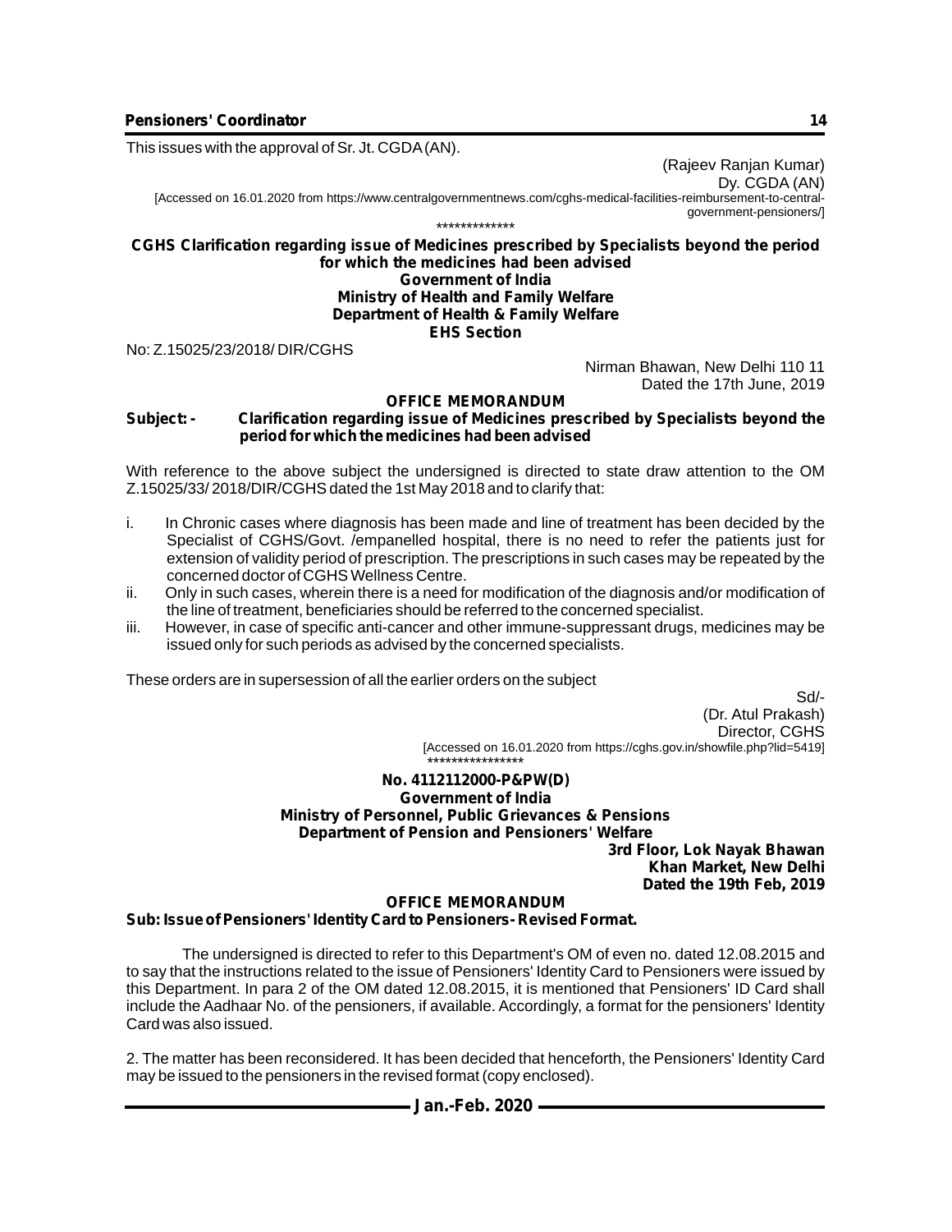This issues with the approval of Sr. Jt. CGDA (AN).

(Rajeev Ranjan Kumar)
Dy. CGDA (AN)

[Accessed on 16.01.2020 from https://www.centralgovernmentnews.com/cghs-medical-facilities-reimbursement-to-central-government-pensioners/]

*************

**CGHS Clarification regarding issue of Medicines prescribed by Specialists beyond the period for which the medicines had been advised**

**Government of India**
**Ministry of Health and Family Welfare**
**Department of Health & Family Welfare**
**EHS Section**

No: Z.15025/23/2018/ DIR/CGHS

Nirman Bhawan, New Delhi 110 11
Dated the 17th June, 2019

**OFFICE MEMORANDUM**

**Subject: - Clarification regarding issue of Medicines prescribed by Specialists beyond the period for which the medicines had been advised**

With reference to the above subject the undersigned is directed to state draw attention to the OM Z.15025/33/ 2018/DIR/CGHS dated the 1st May 2018 and to clarify that:

i. In Chronic cases where diagnosis has been made and line of treatment has been decided by the Specialist of CGHS/Govt. /empanelled hospital, there is no need to refer the patients just for extension of validity period of prescription. The prescriptions in such cases may be repeated by the concerned doctor of CGHS Wellness Centre.

ii. Only in such cases, wherein there is a need for modification of the diagnosis and/or modification of the line of treatment, beneficiaries should be referred to the concerned specialist.

iii. However, in case of specific anti-cancer and other immune-suppressant drugs, medicines may be issued only for such periods as advised by the concerned specialists.

These orders are in supersession of all the earlier orders on the subject

Sd/-
(Dr. Atul Prakash)
Director, CGHS

[Accessed on 16.01.2020 from https://cghs.gov.in/showfile.php?lid=5419]

****************

**No. 4112112000-P&PW(D)**
**Government of India**
**Ministry of Personnel, Public Grievances & Pensions**
**Department of Pension and Pensioners' Welfare**

**3rd Floor, Lok Nayak Bhawan**
**Khan Market, New Delhi**
**Dated the 19th Feb, 2019**

**OFFICE MEMORANDUM**

**Sub: Issue of Pensioners' Identity Card to Pensioners- Revised Format.**

The undersigned is directed to refer to this Department's OM of even no. dated 12.08.2015 and to say that the instructions related to the issue of Pensioners' Identity Card to Pensioners were issued by this Department. In para 2 of the OM dated 12.08.2015, it is mentioned that Pensioners' ID Card shall include the Aadhaar No. of the pensioners, if available. Accordingly, a format for the pensioners' Identity Card was also issued.

2. The matter has been reconsidered. It has been decided that henceforth, the Pensioners' Identity Card may be issued to the pensioners in the revised format (copy enclosed).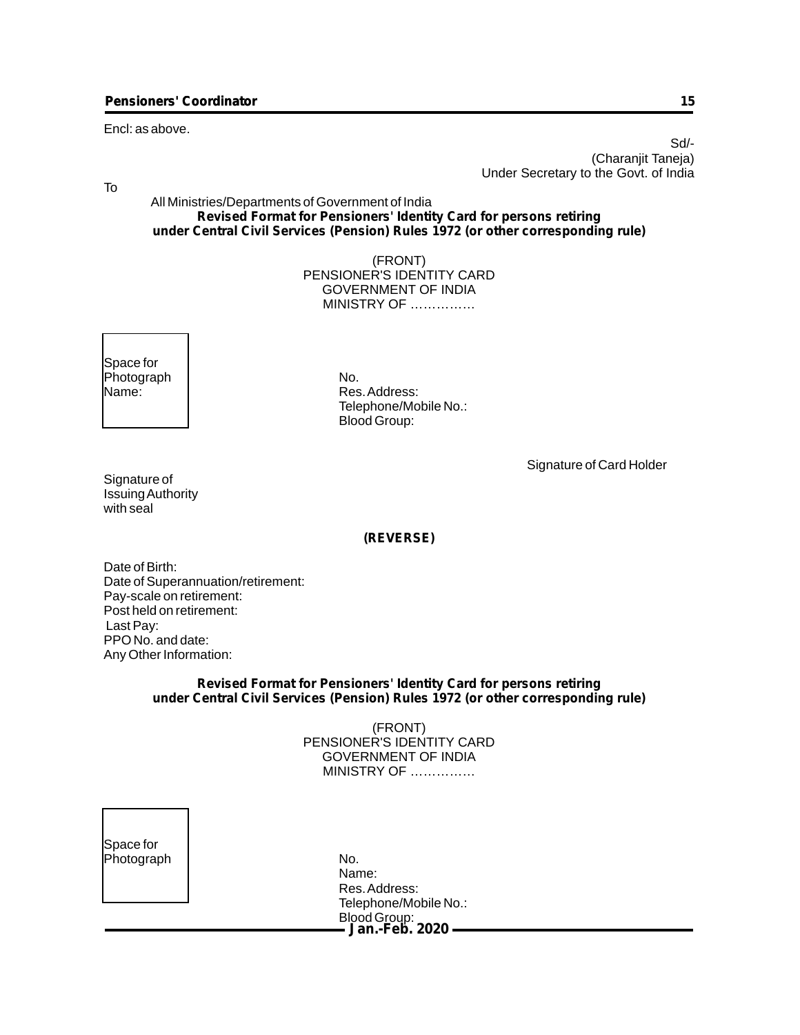Encl: as above.

Sd/-
(Charanjit Taneja)
Under Secretary to the Govt. of India

To

All Ministries/Departments of Government of India

**Revised Format for Pensioners' Identity Card for persons retiring under Central Civil Services (Pension) Rules 1972 (or other corresponding rule)**

(FRONT)
PENSIONER'S IDENTITY CARD
GOVERNMENT OF INDIA
MINISTRY OF ……………

Space for Photograph

Name:

No.
Res. Address:
Telephone/Mobile No.:
Blood Group:

Signature of Card Holder

Signature of Issuing Authority with seal

**(REVERSE)**

Date of Birth:
Date of Superannuation/retirement:
Pay-scale on retirement:
Post held on retirement:
Last Pay:
PPO No. and date:
Any Other Information:

**Revised Format for Pensioners' Identity Card for persons retiring under Central Civil Services (Pension) Rules 1972 (or other corresponding rule)**

(FRONT)
PENSIONER'S IDENTITY CARD
GOVERNMENT OF INDIA
MINISTRY OF ……………

Space for Photograph

No.
Name:
Res. Address:
Telephone/Mobile No.:
Blood Group: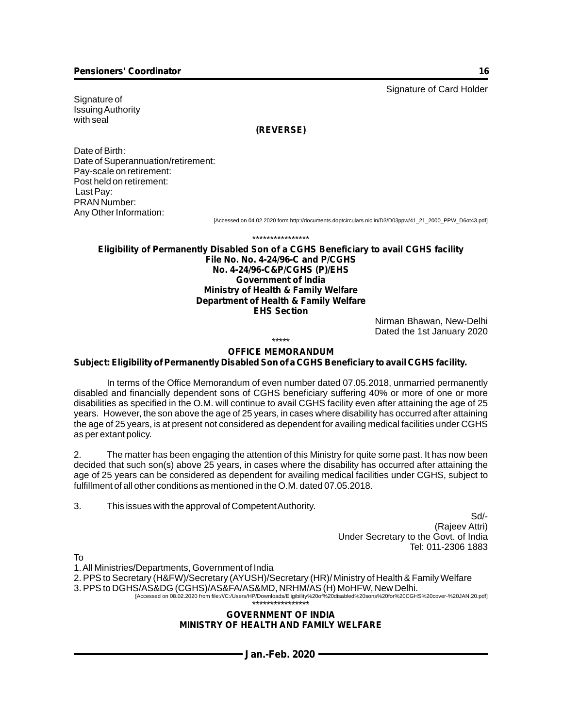Signature of Card Holder

Signature of
Issuing Authority
with seal

**(REVERSE)**

Date of Birth:
Date of Superannuation/retirement:
Pay-scale on retirement:
Post held on retirement:
Last Pay:
PRAN Number:
Any Other Information:

[Accessed on 04.02.2020 form http://documents.doptcirculars.nic.in/D3/D03ppw/41_21_2000_PPW_D6ot43.pdf]

****************

## Eligibility of Permanently Disabled Son of a CGHS Beneficiary to avail CGHS facility

**File No. No. 4-24/96-C and P/CGHS**
**No. 4-24/96-C&P/CGHS (P)/EHS**
**Government of India**
**Ministry of Health & Family Welfare**
**Department of Health & Family Welfare**
**EHS Section**

Nirman Bhawan, New-Delhi
Dated the 1st January 2020

*****

**OFFICE MEMORANDUM**

**Subject: Eligibility of Permanently Disabled Son of a CGHS Beneficiary to avail CGHS facility.**

In terms of the Office Memorandum of even number dated 07.05.2018, unmarried permanently disabled and financially dependent sons of CGHS beneficiary suffering 40% or more of one or more disabilities as specified in the O.M. will continue to avail CGHS facility even after attaining the age of 25 years. However, the son above the age of 25 years, in cases where disability has occurred after attaining the age of 25 years, is at present not considered as dependent for availing medical facilities under CGHS as per extant policy.

2. The matter has been engaging the attention of this Ministry for quite some past. It has now been decided that such son(s) above 25 years, in cases where the disability has occurred after attaining the age of 25 years can be considered as dependent for availing medical facilities under CGHS, subject to fulfillment of all other conditions as mentioned in the O.M. dated 07.05.2018.

3. This issues with the approval of Competent Authority.

Sd/-
(Rajeev Attri)
Under Secretary to the Govt. of India
Tel: 011-2306 1883

To

1. All Ministries/Departments, Government of India
2. PPS to Secretary (H&FW)/Secretary (AYUSH)/Secretary (HR)/ Ministry of Health & Family Welfare
3. PPS to DGHS/AS&DG (CGHS)/AS&FA/AS&MD, NRHM/AS (H) MoHFW, New Delhi.

[Accessed on 08.02.2020 from file:///C:/Users/HP/Downloads/Eligibility%20of%20disabled%20sons%20for%20CGHS%20cover-%20JAN,20.pdf]

****************

**GOVERNMENT OF INDIA**
**MINISTRY OF HEALTH AND FAMILY WELFARE**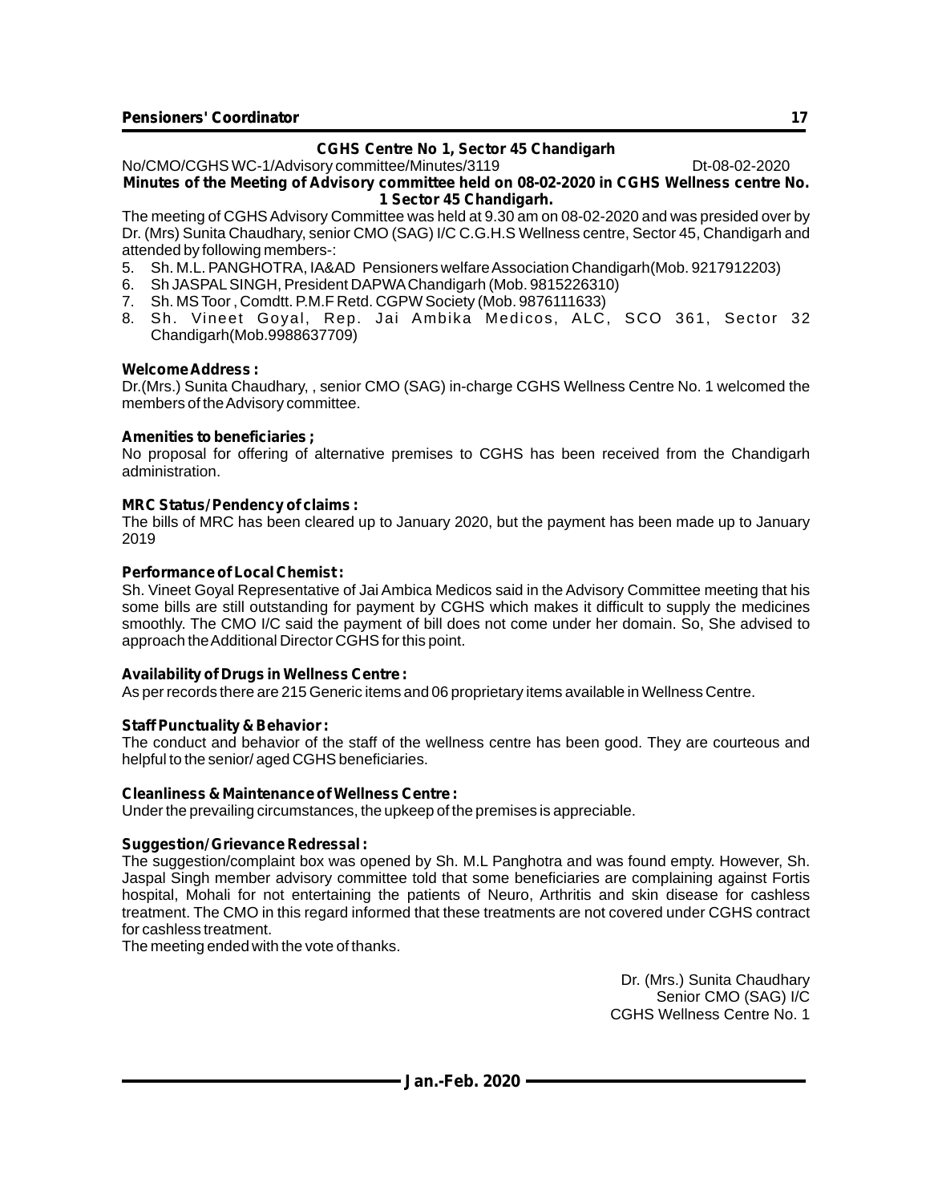## CGHS Centre No 1, Sector 45 Chandigarh

No/CMO/CGHS WC-1/Advisory committee/Minutes/3119 Dt-08-02-2020

**Minutes of the Meeting of Advisory committee held on 08-02-2020 in CGHS Wellness centre No. 1 Sector 45 Chandigarh.**

The meeting of CGHS Advisory Committee was held at 9.30 am on 08-02-2020 and was presided over by Dr. (Mrs) Sunita Chaudhary, senior CMO (SAG) I/C C.G.H.S Wellness centre, Sector 45, Chandigarh and attended by following members-:

5. Sh. M.L. PANGHOTRA, IA&AD Pensioners welfare Association Chandigarh(Mob. 9217912203)
6. Sh JASPAL SINGH, President DAPWA Chandigarh (Mob. 9815226310)
7. Sh. MS Toor , Comdtt. P.M.F Retd. CGPW Society (Mob. 9876111633)
8. Sh. Vineet Goyal, Rep. Jai Ambika Medicos, ALC, SCO 361, Sector 32 Chandigarh(Mob.9988637709)

**Welcome Address :**

Dr.(Mrs.) Sunita Chaudhary, , senior CMO (SAG) in-charge CGHS Wellness Centre No. 1 welcomed the members of the Advisory committee.

**Amenities to beneficiaries ;**

No proposal for offering of alternative premises to CGHS has been received from the Chandigarh administration.

**MRC Status/ Pendency of claims :**

The bills of MRC has been cleared up to January 2020, but the payment has been made up to January 2019

**Performance of Local Chemist :**

Sh. Vineet Goyal Representative of Jai Ambica Medicos said in the Advisory Committee meeting that his some bills are still outstanding for payment by CGHS which makes it difficult to supply the medicines smoothly. The CMO I/C said the payment of bill does not come under her domain. So, She advised to approach the Additional Director CGHS for this point.

**Availability of Drugs in Wellness Centre :**

As per records there are 215 Generic items and 06 proprietary items available in Wellness Centre.

**Staff Punctuality & Behavior :**

The conduct and behavior of the staff of the wellness centre has been good. They are courteous and helpful to the senior/ aged CGHS beneficiaries.

**Cleanliness & Maintenance of Wellness Centre :**

Under the prevailing circumstances, the upkeep of the premises is appreciable.

**Suggestion/ Grievance Redressal :**

The suggestion/complaint box was opened by Sh. M.L Panghotra and was found empty. However, Sh. Jaspal Singh member advisory committee told that some beneficiaries are complaining against Fortis hospital, Mohali for not entertaining the patients of Neuro, Arthritis and skin disease for cashless treatment. The CMO in this regard informed that these treatments are not covered under CGHS contract for cashless treatment.

The meeting ended with the vote of thanks.

Dr. (Mrs.) Sunita Chaudhary
Senior CMO (SAG) I/C
CGHS Wellness Centre No. 1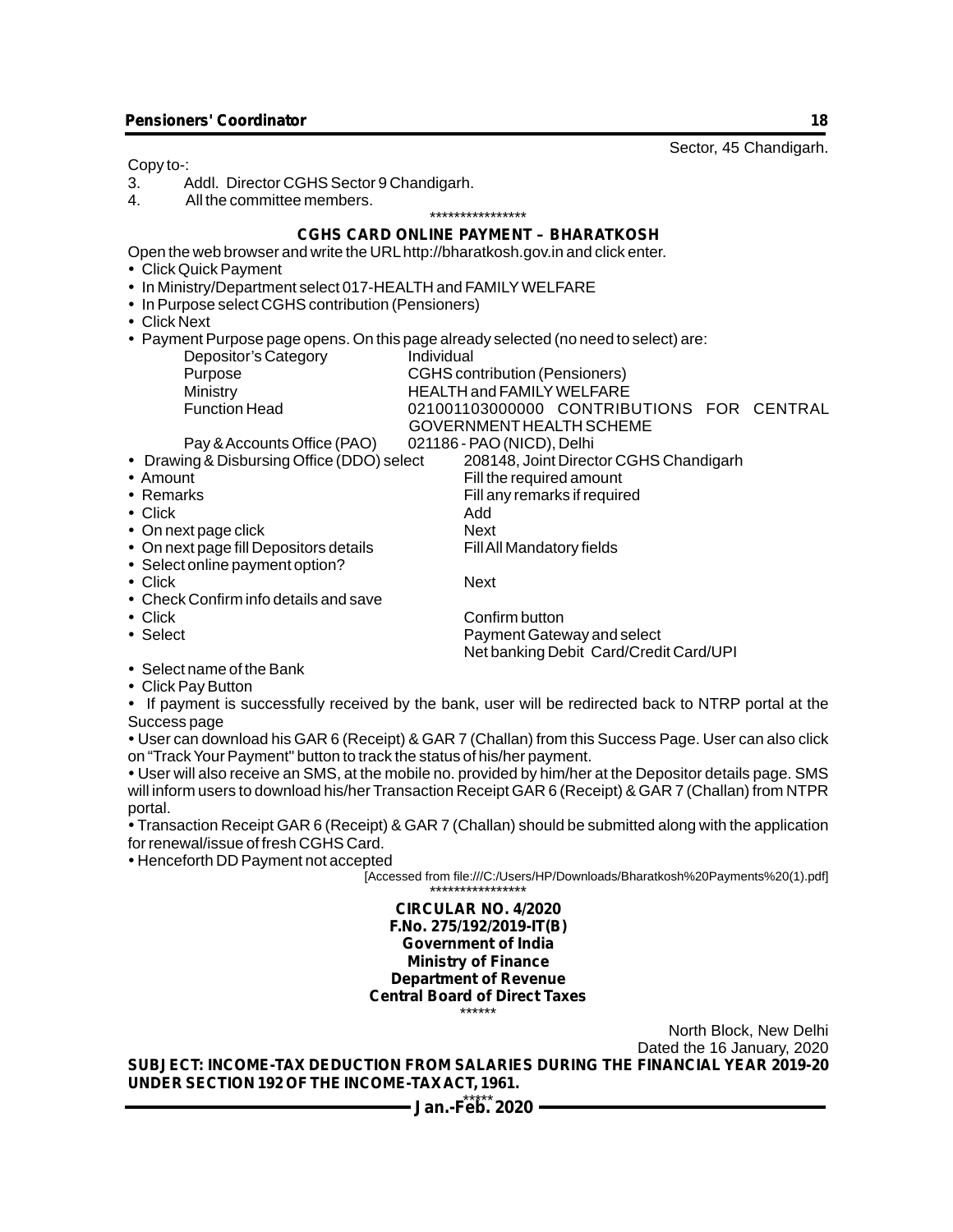Sector, 45 Chandigarh.

Copy to-:

3. Addl. Director CGHS Sector 9 Chandigarh.
4. All the committee members.

\*\*\*\*\*\*\*\*\*\*\*\*\*\*\*\*

**CGHS CARD ONLINE PAYMENT – BHARATKOSH**

Open the web browser and write the URL http://bharatkosh.gov.in and click enter.

- Click Quick Payment
- In Ministry/Department select 017-HEALTH and FAMILY WELFARE
- In Purpose select CGHS contribution (Pensioners)
- Click Next
- Payment Purpose page opens. On this page already selected (no need to select) are:

| | |
|---|---|
| Depositor's Category | Individual |
| Purpose | CGHS contribution (Pensioners) |
| Ministry | HEALTH and FAMILY WELFARE |
| Function Head | 021001103000000 CONTRIBUTIONS FOR CENTRAL GOVERNMENT HEALTH SCHEME |
| Pay & Accounts Office (PAO) | 021186 - PAO (NICD), Delhi |

| | |
|---|---|
| • Drawing & Disbursing Office (DDO) select | 208148, Joint Director CGHS Chandigarh |
| • Amount | Fill the required amount |
| • Remarks | Fill any remarks if required |
| • Click | Add |
| • On next page click | Next |
| • On next page fill Depositors details | Fill All Mandatory fields |
| • Select online payment option? | |
| • Click | Next |
| • Check Confirm info details and save | |
| • Click | Confirm button |
| • Select | Payment Gateway and select Net banking Debit Card/Credit Card/UPI |

- Select name of the Bank
- Click Pay Button
- If payment is successfully received by the bank, user will be redirected back to NTRP portal at the Success page
- User can download his GAR 6 (Receipt) & GAR 7 (Challan) from this Success Page. User can also click on "Track Your Payment" button to track the status of his/her payment.
- User will also receive an SMS, at the mobile no. provided by him/her at the Depositor details page. SMS will inform users to download his/her Transaction Receipt GAR 6 (Receipt) & GAR 7 (Challan) from NTPR portal.
- Transaction Receipt GAR 6 (Receipt) & GAR 7 (Challan) should be submitted along with the application for renewal/issue of fresh CGHS Card.
- Henceforth DD Payment not accepted

[Accessed from file:///C:/Users/HP/Downloads/Bharatkosh%20Payments%20(1).pdf]

\*\*\*\*\*\*\*\*\*\*\*\*\*\*\*\*

**CIRCULAR NO. 4/2020**
**F.No. 275/192/2019-IT(B)**
**Government of India**
**Ministry of Finance**
**Department of Revenue**
**Central Board of Direct Taxes**

\*\*\*\*\*\*

North Block, New Delhi
Dated the 16 January, 2020

**SUBJECT: INCOME-TAX DEDUCTION FROM SALARIES DURING THE FINANCIAL YEAR 2019-20 UNDER SECTION 192 OF THE INCOME-TAX ACT, 1961.**

\*\*\*\*\*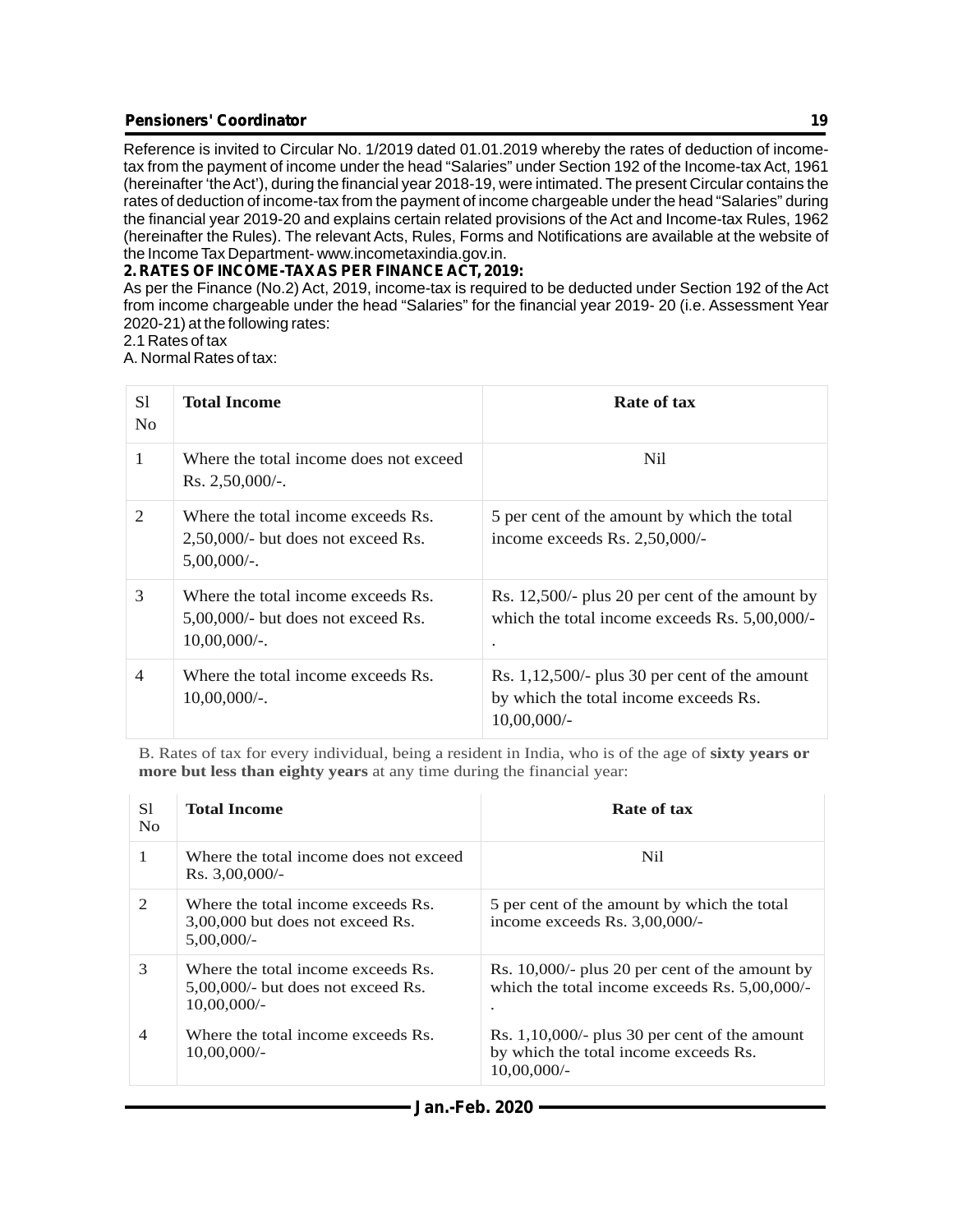Reference is invited to Circular No. 1/2019 dated 01.01.2019 whereby the rates of deduction of income-tax from the payment of income under the head "Salaries" under Section 192 of the Income-tax Act, 1961 (hereinafter 'the Act'), during the financial year 2018-19, were intimated. The present Circular contains the rates of deduction of income-tax from the payment of income chargeable under the head "Salaries" during the financial year 2019-20 and explains certain related provisions of the Act and Income-tax Rules, 1962 (hereinafter the Rules). The relevant Acts, Rules, Forms and Notifications are available at the website of the Income Tax Department- www.incometaxindia.gov.in.

**2. RATES OF INCOME-TAX AS PER FINANCE ACT, 2019:**

As per the Finance (No.2) Act, 2019, income-tax is required to be deducted under Section 192 of the Act from income chargeable under the head "Salaries" for the financial year 2019- 20 (i.e. Assessment Year 2020-21) at the following rates:

2.1 Rates of tax

A. Normal Rates of tax:

| Sl No | Total Income | Rate of tax |
|---|---|---|
| 1 | Where the total income does not exceed Rs. 2,50,000/-. | Nil |
| 2 | Where the total income exceeds Rs. 2,50,000/- but does not exceed Rs. 5,00,000/-. | 5 per cent of the amount by which the total income exceeds Rs. 2,50,000/- |
| 3 | Where the total income exceeds Rs. 5,00,000/- but does not exceed Rs. 10,00,000/-. | Rs. 12,500/- plus 20 per cent of the amount by which the total income exceeds Rs. 5,00,000/-. |
| 4 | Where the total income exceeds Rs. 10,00,000/-. | Rs. 1,12,500/- plus 30 per cent of the amount by which the total income exceeds Rs. 10,00,000/- |

B. Rates of tax for every individual, being a resident in India, who is of the age of **sixty years or more but less than eighty years** at any time during the financial year:

| Sl No | Total Income | Rate of tax |
|---|---|---|
| 1 | Where the total income does not exceed Rs. 3,00,000/- | Nil |
| 2 | Where the total income exceeds Rs. 3,00,000 but does not exceed Rs. 5,00,000/- | 5 per cent of the amount by which the total income exceeds Rs. 3,00,000/- |
| 3 | Where the total income exceeds Rs. 5,00,000/- but does not exceed Rs. 10,00,000/- | Rs. 10,000/- plus 20 per cent of the amount by which the total income exceeds Rs. 5,00,000/-. |
| 4 | Where the total income exceeds Rs. 10,00,000/- | Rs. 1,10,000/- plus 30 per cent of the amount by which the total income exceeds Rs. 10,00,000/- |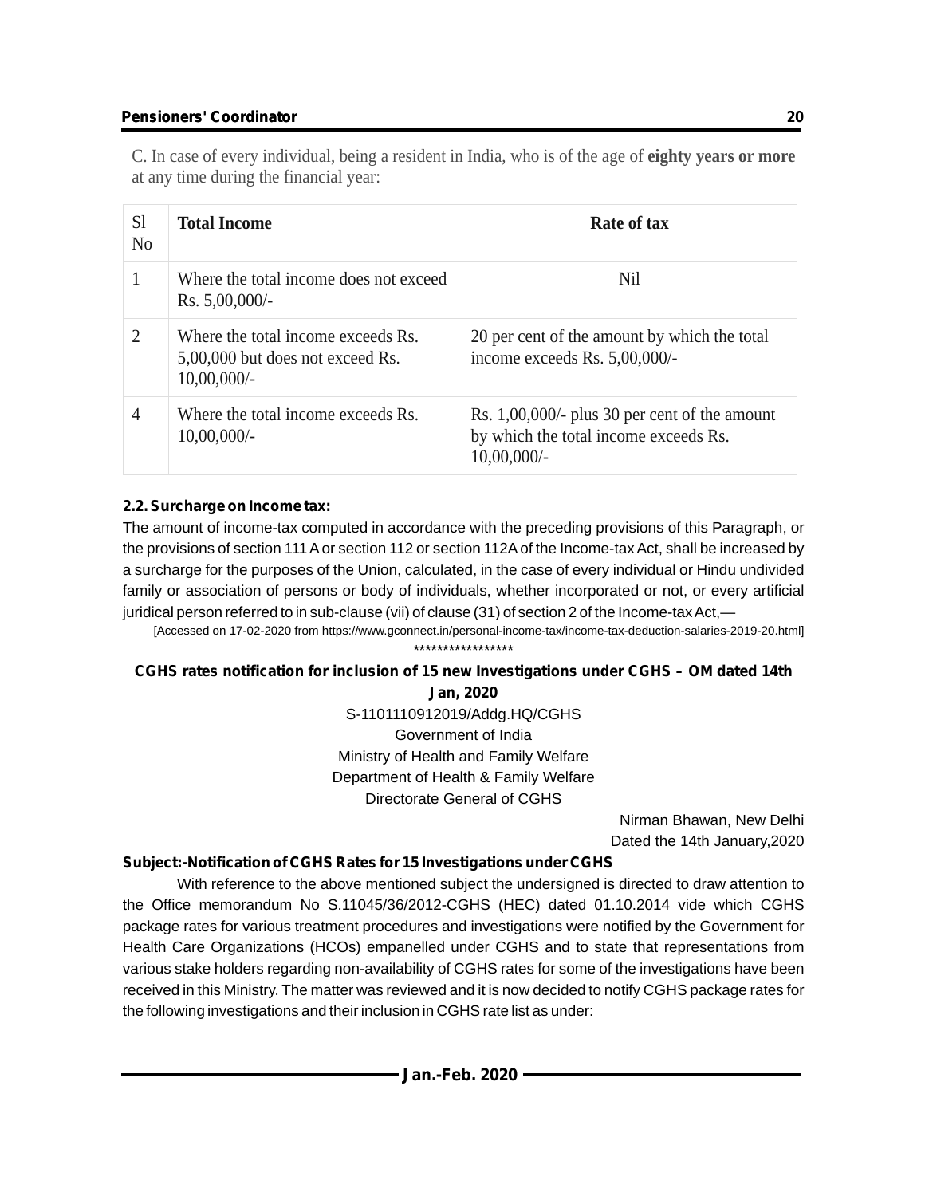C. In case of every individual, being a resident in India, who is of the age of **eighty years or more** at any time during the financial year:

| Sl No | Total Income | Rate of tax |
|---|---|---|
| 1 | Where the total income does not exceed Rs. 5,00,000/- | Nil |
| 2 | Where the total income exceeds Rs. 5,00,000 but does not exceed Rs. 10,00,000/- | 20 per cent of the amount by which the total income exceeds Rs. 5,00,000/- |
| 4 | Where the total income exceeds Rs. 10,00,000/- | Rs. 1,00,000/- plus 30 per cent of the amount by which the total income exceeds Rs. 10,00,000/- |

**2.2. Surcharge on Income tax:**

The amount of income-tax computed in accordance with the preceding provisions of this Paragraph, or the provisions of section 111 A or section 112 or section 112A of the Income-tax Act, shall be increased by a surcharge for the purposes of the Union, calculated, in the case of every individual or Hindu undivided family or association of persons or body of individuals, whether incorporated or not, or every artificial juridical person referred to in sub-clause (vii) of clause (31) of section 2 of the Income-tax Act,—

[Accessed on 17-02-2020 from https://www.gconnect.in/personal-income-tax/income-tax-deduction-salaries-2019-20.html]

*****************

**CGHS rates notification for inclusion of 15 new Investigations under CGHS – OM dated 14th Jan, 2020**

S-1101110912019/Addg.HQ/CGHS
Government of India
Ministry of Health and Family Welfare
Department of Health & Family Welfare
Directorate General of CGHS

Nirman Bhawan, New Delhi
Dated the 14th January,2020

**Subject:-Notification of CGHS Rates for 15 Investigations under CGHS**

With reference to the above mentioned subject the undersigned is directed to draw attention to the Office memorandum No S.11045/36/2012-CGHS (HEC) dated 01.10.2014 vide which CGHS package rates for various treatment procedures and investigations were notified by the Government for Health Care Organizations (HCOs) empanelled under CGHS and to state that representations from various stake holders regarding non-availability of CGHS rates for some of the investigations have been received in this Ministry. The matter was reviewed and it is now decided to notify CGHS package rates for the following investigations and their inclusion in CGHS rate list as under: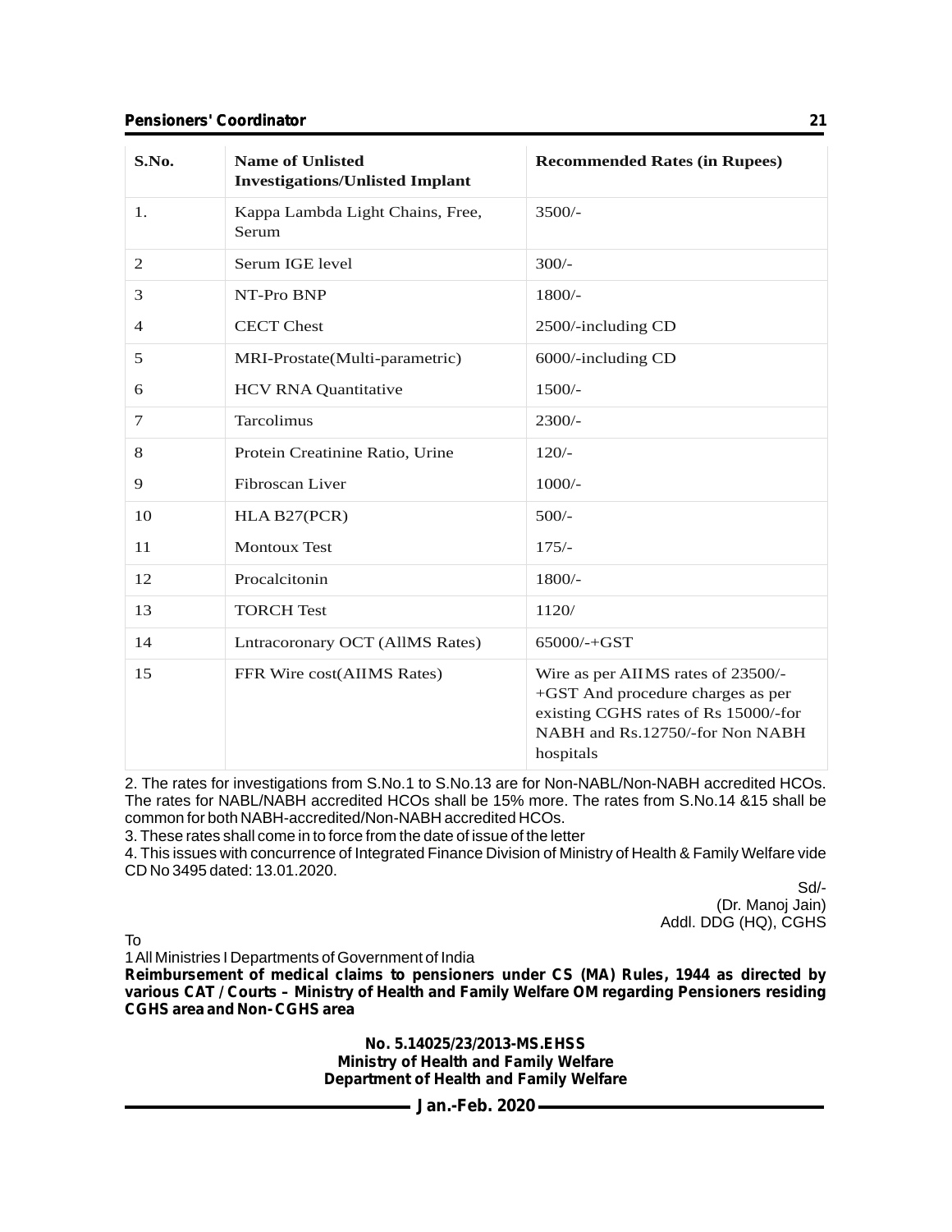| S.No. | Name of Unlisted Investigations/Unlisted Implant | Recommended Rates (in Rupees) |
|---|---|---|
| 1. | Kappa Lambda Light Chains, Free, Serum | 3500/- |
| 2 | Serum IGE level | 300/- |
| 3 | NT-Pro BNP | 1800/- |
| 4 | CECT Chest | 2500/-including CD |
| 5 | MRI-Prostate(Multi-parametric) | 6000/-including CD |
| 6 | HCV RNA Quantitative | 1500/- |
| 7 | Tarcolimus | 2300/- |
| 8 | Protein Creatinine Ratio, Urine | 120/- |
| 9 | Fibroscan Liver | 1000/- |
| 10 | HLA B27(PCR) | 500/- |
| 11 | Montoux Test | 175/- |
| 12 | Procalcitonin | 1800/- |
| 13 | TORCH Test | 1120/ |
| 14 | Lntracoronary OCT (AllMS Rates) | 65000/-+GST |
| 15 | FFR Wire cost(AIIMS Rates) | Wire as per AIIMS rates of 23500/- +GST And procedure charges as per existing CGHS rates of Rs 15000/-for NABH and Rs.12750/-for Non NABH hospitals |

2. The rates for investigations from S.No.1 to S.No.13 are for Non-NABL/Non-NABH accredited HCOs. The rates for NABL/NABH accredited HCOs shall be 15% more. The rates from S.No.14 &15 shall be common for both NABH-accredited/Non-NABH accredited HCOs.

3. These rates shall come in to force from the date of issue of the letter

4. This issues with concurrence of Integrated Finance Division of Ministry of Health & Family Welfare vide CD No 3495 dated: 13.01.2020.

Sd/-
(Dr. Manoj Jain)
Addl. DDG (HQ), CGHS

To

1 All Ministries I Departments of Government of India

**Reimbursement of medical claims to pensioners under CS (MA) Rules, 1944 as directed by various CAT / Courts – Ministry of Health and Family Welfare OM regarding Pensioners residing CGHS area and Non-CGHS area**

**No. 5.14025/23/2013-MS.EHSS**
**Ministry of Health and Family Welfare**
**Department of Health and Family Welfare**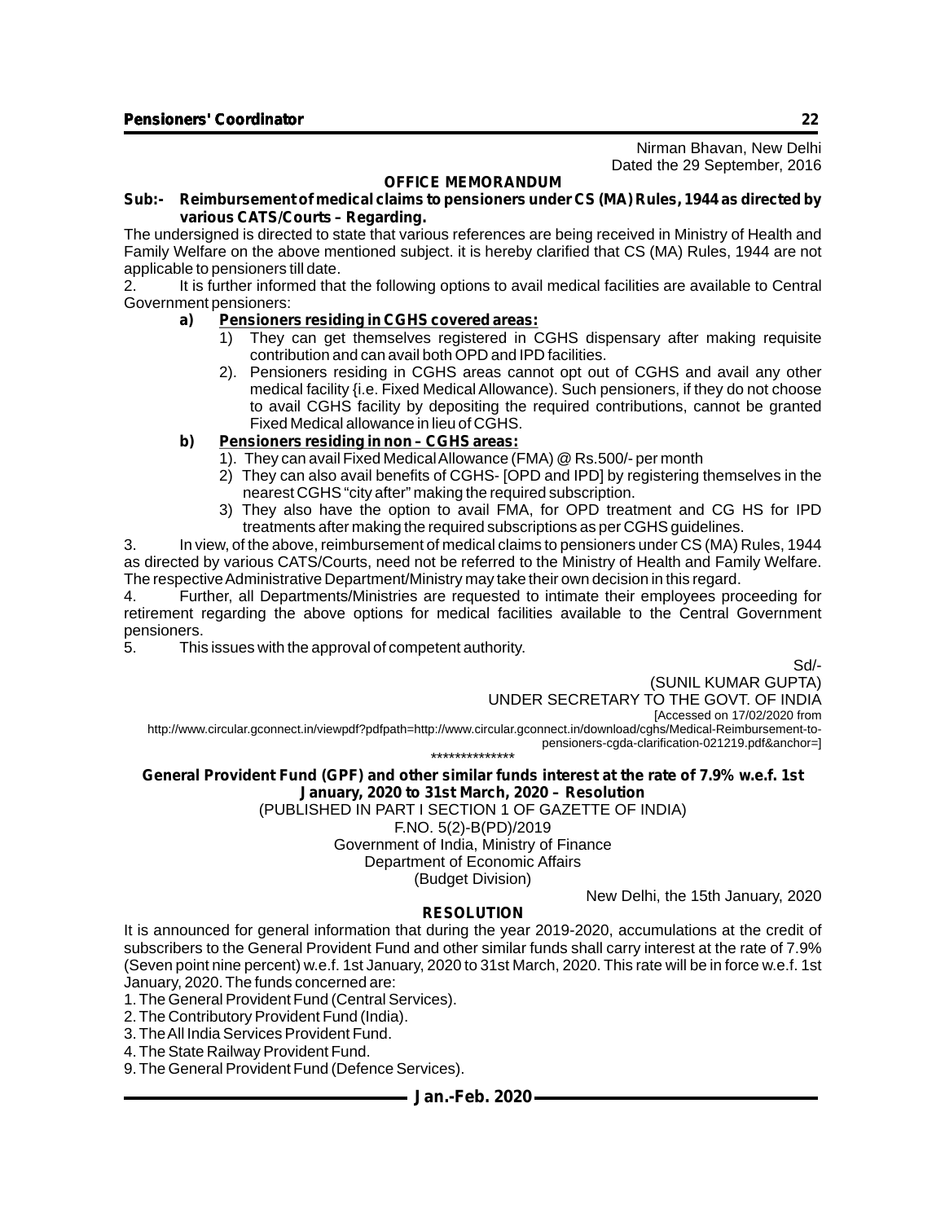Nirman Bhavan, New Delhi
Dated the 29 September, 2016

**OFFICE MEMORANDUM**

**Sub:- Reimbursement of medical claims to pensioners under CS (MA) Rules, 1944 as directed by various CATS/Courts – Regarding.**

The undersigned is directed to state that various references are being received in Ministry of Health and Family Welfare on the above mentioned subject. it is hereby clarified that CS (MA) Rules, 1944 are not applicable to pensioners till date.

2. It is further informed that the following options to avail medical facilities are available to Central Government pensioners:

**a) <u>Pensioners residing in CGHS covered areas:</u>**

1) They can get themselves registered in CGHS dispensary after making requisite contribution and can avail both OPD and IPD facilities.

2). Pensioners residing in CGHS areas cannot opt out of CGHS and avail any other medical facility {i.e. Fixed Medical Allowance). Such pensioners, if they do not choose to avail CGHS facility by depositing the required contributions, cannot be granted Fixed Medical allowance in lieu of CGHS.

**b) <u>Pensioners residing in non – CGHS areas:</u>**

1). They can avail Fixed Medical Allowance (FMA) @ Rs.500/- per month

2) They can also avail benefits of CGHS- [OPD and IPD] by registering themselves in the nearest CGHS "city after" making the required subscription.

3) They also have the option to avail FMA, for OPD treatment and CG HS for IPD treatments after making the required subscriptions as per CGHS guidelines.

3. In view, of the above, reimbursement of medical claims to pensioners under CS (MA) Rules, 1944 as directed by various CATS/Courts, need not be referred to the Ministry of Health and Family Welfare. The respective Administrative Department/Ministry may take their own decision in this regard.

4. Further, all Departments/Ministries are requested to intimate their employees proceeding for retirement regarding the above options for medical facilities available to the Central Government pensioners.

5. This issues with the approval of competent authority.

Sd/-
(SUNIL KUMAR GUPTA)
UNDER SECRETARY TO THE GOVT. OF INDIA

[Accessed on 17/02/2020 from http://www.circular.gconnect.in/viewpdf?pdfpath=http://www.circular.gconnect.in/download/cghs/Medical-Reimbursement-to-pensioners-cgda-clarification-021219.pdf&anchor=]

**************

**General Provident Fund (GPF) and other similar funds interest at the rate of 7.9% w.e.f. 1st January, 2020 to 31st March, 2020 – Resolution**

(PUBLISHED IN PART I SECTION 1 OF GAZETTE OF INDIA)
F.NO. 5(2)-B(PD)/2019
Government of India, Ministry of Finance
Department of Economic Affairs
(Budget Division)

New Delhi, the 15th January, 2020

**RESOLUTION**

It is announced for general information that during the year 2019-2020, accumulations at the credit of subscribers to the General Provident Fund and other similar funds shall carry interest at the rate of 7.9% (Seven point nine percent) w.e.f. 1st January, 2020 to 31st March, 2020. This rate will be in force w.e.f. 1st January, 2020. The funds concerned are:

1. The General Provident Fund (Central Services).
2. The Contributory Provident Fund (India).
3. The All India Services Provident Fund.
4. The State Railway Provident Fund.
9. The General Provident Fund (Defence Services).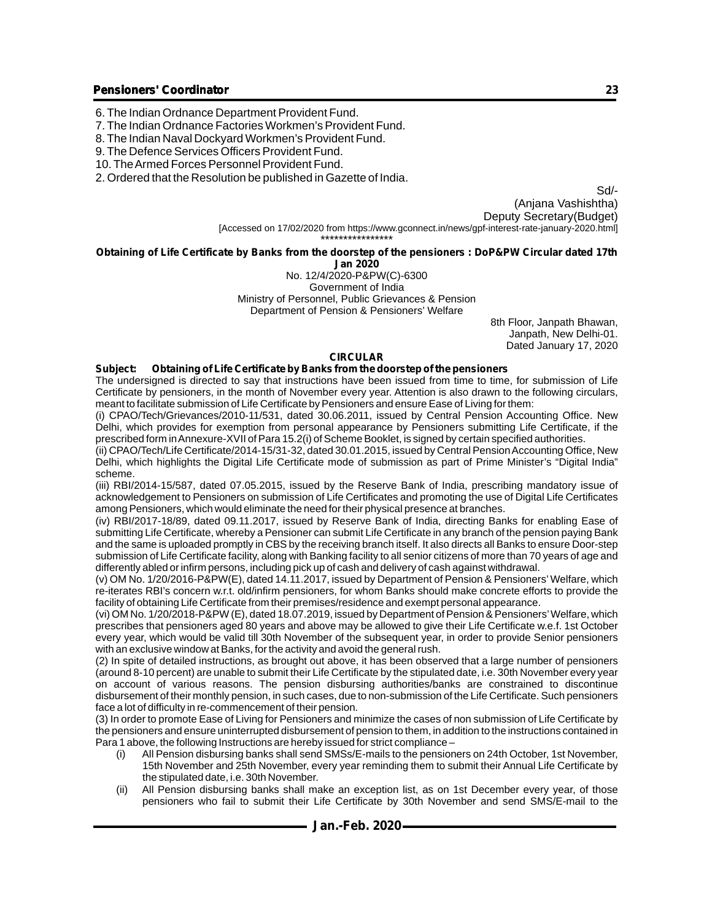6. The Indian Ordnance Department Provident Fund.

7. The Indian Ordnance Factories Workmen's Provident Fund.

8. The Indian Naval Dockyard Workmen's Provident Fund.

9. The Defence Services Officers Provident Fund.

10. The Armed Forces Personnel Provident Fund.

2. Ordered that the Resolution be published in Gazette of India.

Sd/-
(Anjana Vashishtha)
Deputy Secretary(Budget)

[Accessed on 17/02/2020 from https://www.gconnect.in/news/gpf-interest-rate-january-2020.html]

****************

**Obtaining of Life Certificate by Banks from the doorstep of the pensioners : DoP&PW Circular dated 17th Jan 2020**

No. 12/4/2020-P&PW(C)-6300
Government of India
Ministry of Personnel, Public Grievances & Pension
Department of Pension & Pensioners' Welfare

8th Floor, Janpath Bhawan,
Janpath, New Delhi-01.
Dated January 17, 2020

**CIRCULAR**

**Subject: Obtaining of Life Certificate by Banks from the doorstep of the pensioners**

The undersigned is directed to say that instructions have been issued from time to time, for submission of Life Certificate by pensioners, in the month of November every year. Attention is also drawn to the following circulars, meant to facilitate submission of Life Certificate by Pensioners and ensure Ease of Living for them:

(i) CPAO/Tech/Grievances/2010-11/531, dated 30.06.2011, issued by Central Pension Accounting Office. New Delhi, which provides for exemption from personal appearance by Pensioners submitting Life Certificate, if the prescribed form in Annexure-XVII of Para 15.2(i) of Scheme Booklet, is signed by certain specified authorities.

(ii) CPAO/Tech/Life Certificate/2014-15/31-32, dated 30.01.2015, issued by Central Pension Accounting Office, New Delhi, which highlights the Digital Life Certificate mode of submission as part of Prime Minister's "Digital India" scheme.

(iii) RBI/2014-15/587, dated 07.05.2015, issued by the Reserve Bank of India, prescribing mandatory issue of acknowledgement to Pensioners on submission of Life Certificates and promoting the use of Digital Life Certificates among Pensioners, which would eliminate the need for their physical presence at branches.

(iv) RBI/2017-18/89, dated 09.11.2017, issued by Reserve Bank of India, directing Banks for enabling Ease of submitting Life Certificate, whereby a Pensioner can submit Life Certificate in any branch of the pension paying Bank and the same is uploaded promptly in CBS by the receiving branch itself. It also directs all Banks to ensure Door-step submission of Life Certificate facility, along with Banking facility to all senior citizens of more than 70 years of age and differently abled or infirm persons, including pick up of cash and delivery of cash against withdrawal.

(v) OM No. 1/20/2016-P&PW(E), dated 14.11.2017, issued by Department of Pension & Pensioners' Welfare, which re-iterates RBI's concern w.r.t. old/infirm pensioners, for whom Banks should make concrete efforts to provide the facility of obtaining Life Certificate from their premises/residence and exempt personal appearance.

(vi) OM No. 1/20/2018-P&PW (E), dated 18.07.2019, issued by Department of Pension & Pensioners' Welfare, which prescribes that pensioners aged 80 years and above may be allowed to give their Life Certificate w.e.f. 1st October every year, which would be valid till 30th November of the subsequent year, in order to provide Senior pensioners with an exclusive window at Banks, for the activity and avoid the general rush.

(2) In spite of detailed instructions, as brought out above, it has been observed that a large number of pensioners (around 8-10 percent) are unable to submit their Life Certificate by the stipulated date, i.e. 30th November every year on account of various reasons. The pension disbursing authorities/banks are constrained to discontinue disbursement of their monthly pension, in such cases, due to non-submission of the Life Certificate. Such pensioners face a lot of difficulty in re-commencement of their pension.

(3) In order to promote Ease of Living for Pensioners and minimize the cases of non submission of Life Certificate by the pensioners and ensure uninterrupted disbursement of pension to them, in addition to the instructions contained in Para 1 above, the following Instructions are hereby issued for strict compliance –

(i) All Pension disbursing banks shall send SMSs/E-mails to the pensioners on 24th October, 1st November, 15th November and 25th November, every year reminding them to submit their Annual Life Certificate by the stipulated date, i.e. 30th November.

(ii) All Pension disbursing banks shall make an exception list, as on 1st December every year, of those pensioners who fail to submit their Life Certificate by 30th November and send SMS/E-mail to the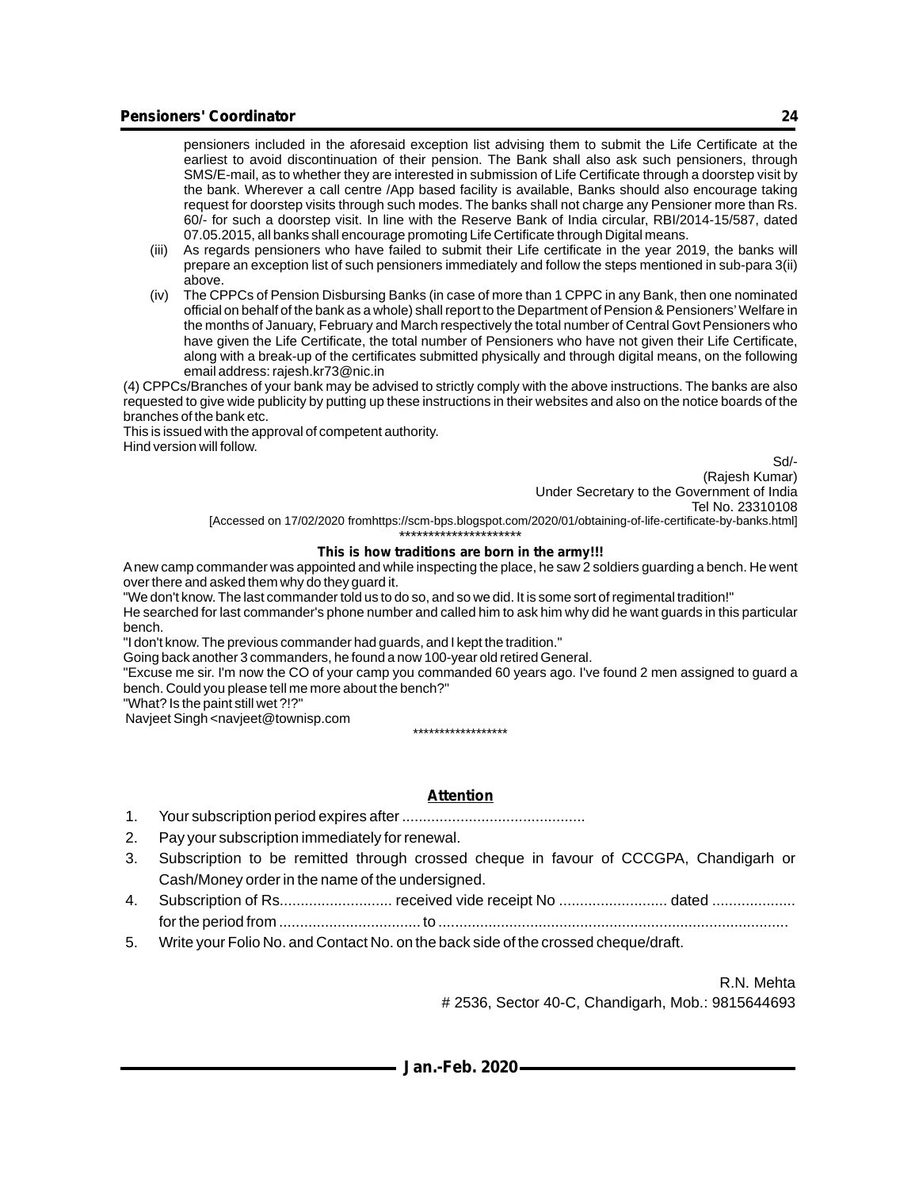pensioners included in the aforesaid exception list advising them to submit the Life Certificate at the earliest to avoid discontinuation of their pension. The Bank shall also ask such pensioners, through SMS/E-mail, as to whether they are interested in submission of Life Certificate through a doorstep visit by the bank. Wherever a call centre /App based facility is available, Banks should also encourage taking request for doorstep visits through such modes. The banks shall not charge any Pensioner more than Rs. 60/- for such a doorstep visit. In line with the Reserve Bank of India circular, RBI/2014-15/587, dated 07.05.2015, all banks shall encourage promoting Life Certificate through Digital means.

(iii) As regards pensioners who have failed to submit their Life certificate in the year 2019, the banks will prepare an exception list of such pensioners immediately and follow the steps mentioned in sub-para 3(ii) above.

(iv) The CPPCs of Pension Disbursing Banks (in case of more than 1 CPPC in any Bank, then one nominated official on behalf of the bank as a whole) shall report to the Department of Pension & Pensioners' Welfare in the months of January, February and March respectively the total number of Central Govt Pensioners who have given the Life Certificate, the total number of Pensioners who have not given their Life Certificate, along with a break-up of the certificates submitted physically and through digital means, on the following email address: rajesh.kr73@nic.in

(4) CPPCs/Branches of your bank may be advised to strictly comply with the above instructions. The banks are also requested to give wide publicity by putting up these instructions in their websites and also on the notice boards of the branches of the bank etc.

This is issued with the approval of competent authority.

Hind version will follow.

Sd/-
(Rajesh Kumar)
Under Secretary to the Government of India
Tel No. 23310108

[Accessed on 17/02/2020 fromhttps://scm-bps.blogspot.com/2020/01/obtaining-of-life-certificate-by-banks.html]

*********************

**This is how traditions are born in the army!!!**

A new camp commander was appointed and while inspecting the place, he saw 2 soldiers guarding a bench. He went over there and asked them why do they guard it.

"We don't know. The last commander told us to do so, and so we did. It is some sort of regimental tradition!"

He searched for last commander's phone number and called him to ask him why did he want guards in this particular bench.

"I don't know. The previous commander had guards, and I kept the tradition."

Going back another 3 commanders, he found a now 100-year old retired General.

"Excuse me sir. I'm now the CO of your camp you commanded 60 years ago. I've found 2 men assigned to guard a bench. Could you please tell me more about the bench?"

"What? Is the paint still wet ?!?"

Navjeet Singh <navjeet@townisp.com

******************

**Attention**

1. Your subscription period expires after ............................................
2. Pay your subscription immediately for renewal.
3. Subscription to be remitted through crossed cheque in favour of CCCGPA, Chandigarh or Cash/Money order in the name of the undersigned.
4. Subscription of Rs........................... received vide receipt No .......................... dated .................... for the period from .................................. to ...................................................................................
5. Write your Folio No. and Contact No. on the back side of the crossed cheque/draft.

R.N. Mehta
# 2536, Sector 40-C, Chandigarh, Mob.: 9815644693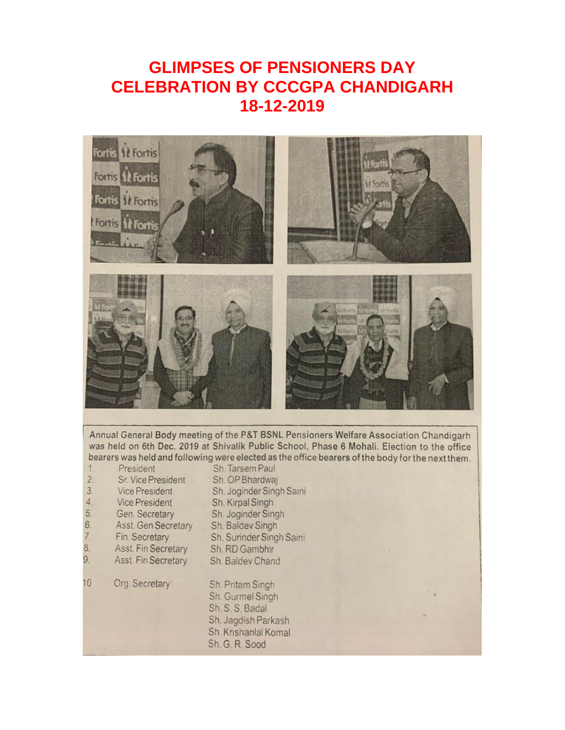# GLIMPSES OF PENSIONERS DAY CELEBRATION BY CCCGPA CHANDIGARH 18-12-2019

Annual General Body meeting of the P&T BSNL Pensioners Welfare Association Chandigarh was held on 6th Dec. 2019 at Shivalik Public School, Phase 6 Mohali. Election to the office bearers was held and following were elected as the office bearers of the body for the next them.

| | | |
|---|---|---|
| 1. | President | Sh. Tarsem Paul |
| 2. | Sr. Vice President | Sh. OP Bhardwaj |
| 3. | Vice President | Sh. Joginder Singh Saini |
| 4. | Vice President | Sh. Kirpal Singh |
| 5. | Gen. Secretary | Sh. Joginder Singh |
| 6. | Asst. Gen Secretary | Sh. Baldev Singh |
| 7. | Fin. Secretary | Sh. Surinder Singh Saini |
| 8. | Asst. Fin Secretary | Sh. RD Gambhir |
| 9. | Asst. Fin Secretary | Sh. Baldev Chand |
| 10 | Org. Secretary | Sh. Pritam Singh<br>Sh. Gurmel Singh<br>Sh. S. S. Badal<br>Sh. Jagdish Parkash<br>Sh. Krishanlal Komal<br>Sh. G. R. Sood |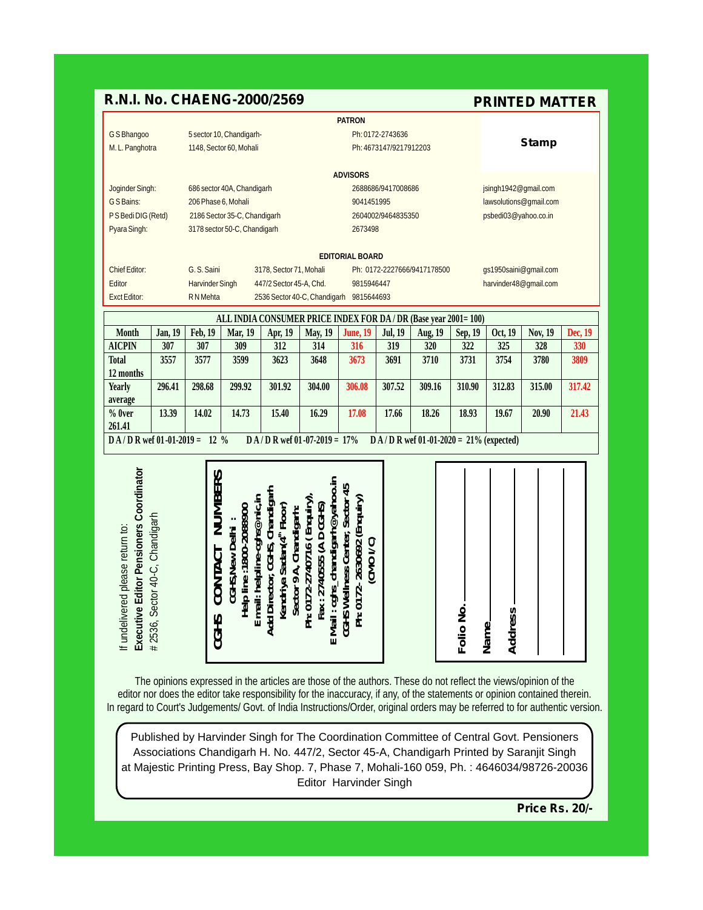**R.N.I. No. CHAENG-2000/2569** | **PRINTED MATTER**

**PATRON**

| | | | |
|---|---|---|---|
| G S Bhangoo | 5 sector 10, Chandigarh- | Ph: 0172-2743636 | |
| M. L. Panghotra | 1148, Sector 60, Mohali | Ph: 4673147/9217912203 | |

**Stamp**

**ADVISORS**

| | | | |
|---|---|---|---|
| Joginder Singh: | 686 sector 40A, Chandigarh | 2688686/9417008686 | jsingh1942@gmail.com |
| G S Bains: | 206 Phase 6, Mohali | 9041451995 | lawsolutions@gmail.com |
| P S Bedi DIG (Retd) | 2186 Sector 35-C, Chandigarh | 2604002/9464835350 | psbedi03@yahoo.co.in |
| Pyara Singh: | 3178 sector 50-C, Chandigarh | 2673498 | |

**EDITORIAL BOARD**

| | | | | |
|---|---|---|---|---|
| Chief Editor: | G. S. Saini | 3178, Sector 71, Mohali | Ph: 0172-2227666/9417178500 | gs1950saini@gmail.com |
| Editor | Harvinder Singh | 447/2 Sector 45-A, Chd. | 9815946447 | harvinder48@gmail.com |
| Exct Editor: | R N Mehta | 2536 Sector 40-C, Chandigarh | 9815644693 | |

**ALL INDIA CONSUMER PRICE INDEX FOR DA / DR (Base year 2001= 100)**

| Month | Jan, 19 | Feb, 19 | Mar, 19 | Apr, 19 | May, 19 | June, 19 | Jul, 19 | Aug, 19 | Sep, 19 | Oct, 19 | Nov, 19 | Dec, 19 |
|---|---|---|---|---|---|---|---|---|---|---|---|---|
| AICPIN | 307 | 307 | 309 | 312 | 314 | 316 | 319 | 320 | 322 | 325 | 328 | 330 |
| Total 12 months | 3557 | 3577 | 3599 | 3623 | 3648 | 3673 | 3691 | 3710 | 3731 | 3754 | 3780 | 3809 |
| Yearly average | 296.41 | 298.68 | 299.92 | 301.92 | 304.00 | 306.08 | 307.52 | 309.16 | 310.90 | 312.83 | 315.00 | 317.42 |
| % Over 261.41 | 13.39 | 14.02 | 14.73 | 15.40 | 16.29 | 17.08 | 17.66 | 18.26 | 18.93 | 19.67 | 20.90 | 21.43 |

**D A / D R wef 01-01-2019 = 12 %   D A / D R wef 01-07-2019 = 17%   D A / D R wef 01-01-2020 = 21% (expected)**

If undelivered please return to:
**Executive Editor Pensioners Coordinator**
# 2536, Sector 40-C, Chandigarh

**CGHS CONTACT NUMBERS**

**CGHS,New Delhi :**
**Help line :1800-2088900**
**E mail: helpline-cghs@nic,in**
**Add Director, CGHS, Chandigarh**
**Kendriya Sadan(4th Floor)**
**Sector 9 A, Chandigarh:**
**Ph: 0172-2740716 ( Enquiry),**
**Fax : 2740555 (A D CGHS)**
**E Mail : cghs_chandigarh@yahoo.in**
**CGHS Wellness Center, Sector 45**
**Ph: 0172- 2630692 (Enquiry)**
**(CMO I/C)**

**Folio No.** ______
**Name** ______
**Address** ______

The opinions expressed in the articles are those of the authors. These do not reflect the views/opinion of the editor nor does the editor take responsibility for the inaccuracy, if any, of the statements or opinion contained therein. In regard to Court's Judgements/ Govt. of India Instructions/Order, original orders may be referred to for authentic version.

Published by Harvinder Singh for The Coordination Committee of Central Govt. Pensioners Associations Chandigarh H. No. 447/2, Sector 45-A, Chandigarh Printed by Saranjit Singh at Majestic Printing Press, Bay Shop. 7, Phase 7, Mohali-160 059, Ph. : 4646034/98726-20036
Editor Harvinder Singh

**Price Rs. 20/-**